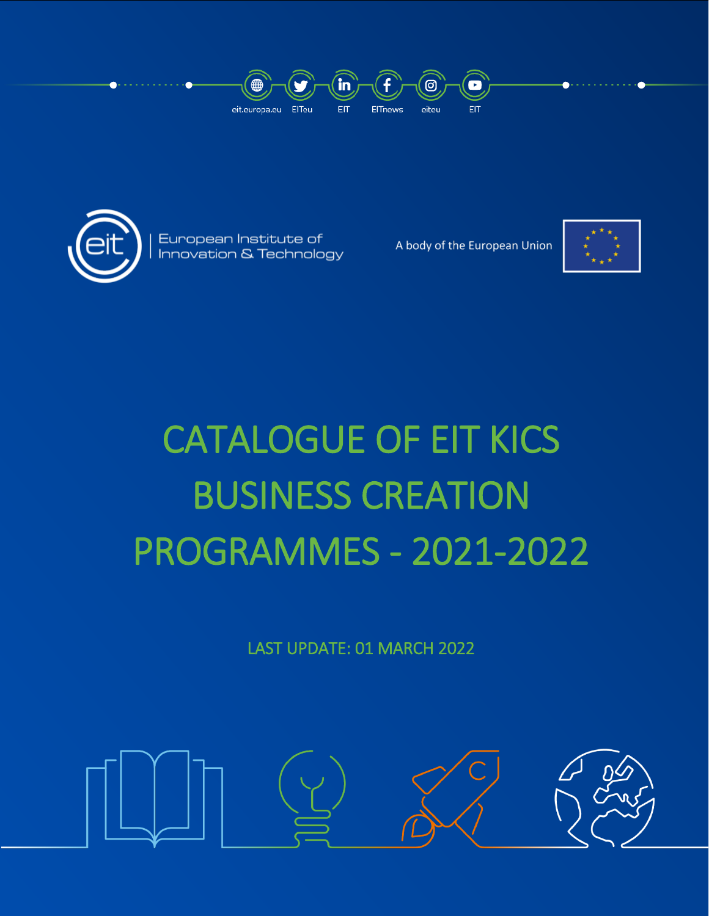eit.europa.eu EITeu EIT EITnews eiteu EIT

European Institute of Innovation & Technology

A body of the European Union

# CATALOGUE OF EIT KICS BUSINESS CREATION PROGRAMMES - 2021-2022

LAST UPDATE: 01 MARCH 2022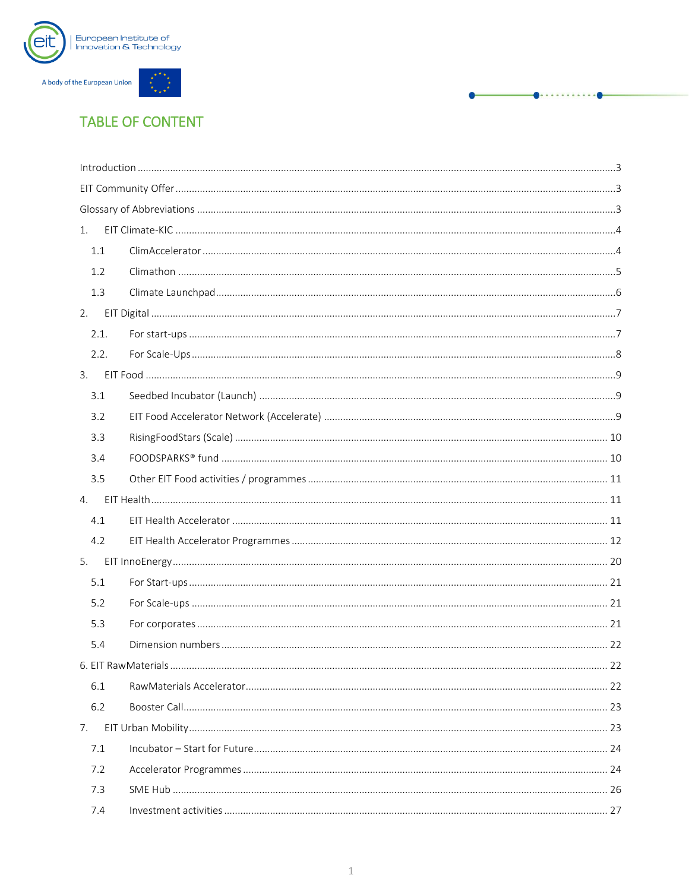## TABLE OF CONTENT

Introduction ........................................................................ 3

EIT Community Offer ........................................................................ 3

Glossary of Abbreviations ........................................................................ 3

1. EIT Climate-KIC ........................................................................ 4
   - 1.1 ClimAccelerator ........................................................................ 4
   - 1.2 Climathon ........................................................................ 5
   - 1.3 Climate Launchpad ........................................................................ 6
2. EIT Digital ........................................................................ 7
   - 2.1. For start-ups ........................................................................ 7
   - 2.2. For Scale-Ups ........................................................................ 8
3. EIT Food ........................................................................ 9
   - 3.1 Seedbed Incubator (Launch) ........................................................................ 9
   - 3.2 EIT Food Accelerator Network (Accelerate) ........................................................................ 9
   - 3.3 RisingFoodStars (Scale) ........................................................................ 10
   - 3.4 FOODSPARKS® fund ........................................................................ 10
   - 3.5 Other EIT Food activities / programmes ........................................................................ 11
4. EIT Health ........................................................................ 11
   - 4.1 EIT Health Accelerator ........................................................................ 11
   - 4.2 EIT Health Accelerator Programmes ........................................................................ 12
5. EIT InnoEnergy ........................................................................ 20
   - 5.1 For Start-ups ........................................................................ 21
   - 5.2 For Scale-ups ........................................................................ 21
   - 5.3 For corporates ........................................................................ 21
   - 5.4 Dimension numbers ........................................................................ 22
6. EIT RawMaterials ........................................................................ 22
   - 6.1 RawMaterials Accelerator ........................................................................ 22
   - 6.2 Booster Call ........................................................................ 23
7. EIT Urban Mobility ........................................................................ 23
   - 7.1 Incubator – Start for Future ........................................................................ 24
   - 7.2 Accelerator Programmes ........................................................................ 24
   - 7.3 SME Hub ........................................................................ 26
   - 7.4 Investment activities ........................................................................ 27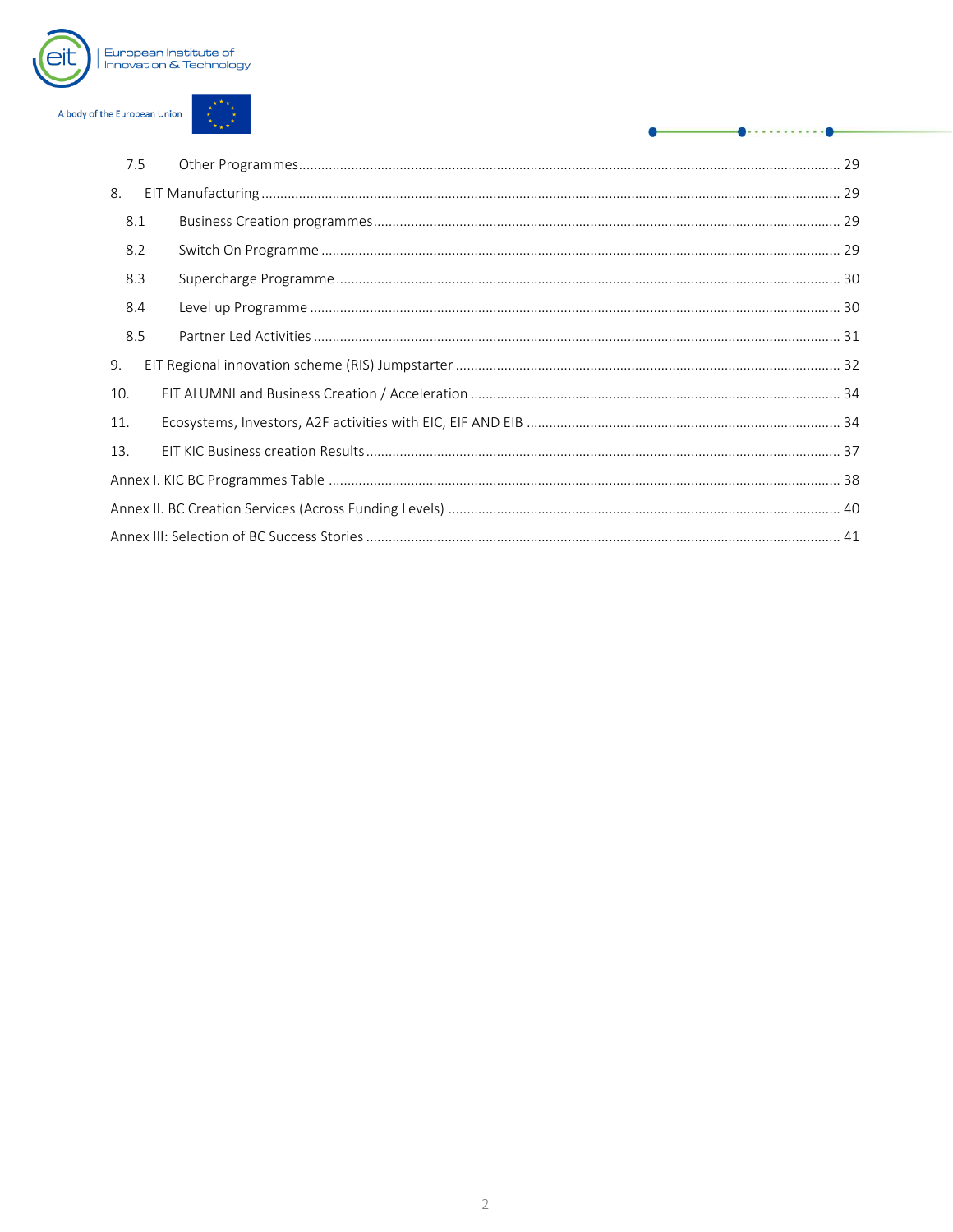7.5 Other Programmes ........ 29

8. EIT Manufacturing ........ 29

8.1 Business Creation programmes ........ 29

8.2 Switch On Programme ........ 29

8.3 Supercharge Programme ........ 30

8.4 Level up Programme ........ 30

8.5 Partner Led Activities ........ 31

9. EIT Regional innovation scheme (RIS) Jumpstarter ........ 32

10. EIT ALUMNI and Business Creation / Acceleration ........ 34

11. Ecosystems, Investors, A2F activities with EIC, EIF AND EIB ........ 34

13. EIT KIC Business creation Results ........ 37

Annex I. KIC BC Programmes Table ........ 38

Annex II. BC Creation Services (Across Funding Levels) ........ 40

Annex III: Selection of BC Success Stories ........ 41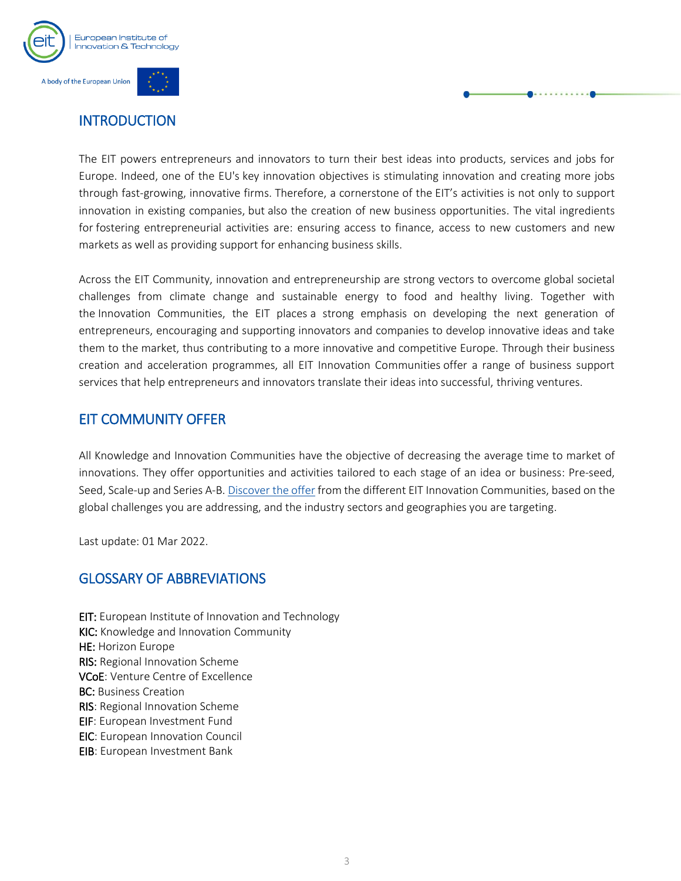## INTRODUCTION

The EIT powers entrepreneurs and innovators to turn their best ideas into products, services and jobs for Europe. Indeed, one of the EU's key innovation objectives is stimulating innovation and creating more jobs through fast-growing, innovative firms. Therefore, a cornerstone of the EIT's activities is not only to support innovation in existing companies, but also the creation of new business opportunities. The vital ingredients for fostering entrepreneurial activities are: ensuring access to finance, access to new customers and new markets as well as providing support for enhancing business skills.

Across the EIT Community, innovation and entrepreneurship are strong vectors to overcome global societal challenges from climate change and sustainable energy to food and healthy living. Together with the Innovation Communities, the EIT places a strong emphasis on developing the next generation of entrepreneurs, encouraging and supporting innovators and companies to develop innovative ideas and take them to the market, thus contributing to a more innovative and competitive Europe. Through their business creation and acceleration programmes, all EIT Innovation Communities offer a range of business support services that help entrepreneurs and innovators translate their ideas into successful, thriving ventures.

## EIT COMMUNITY OFFER

All Knowledge and Innovation Communities have the objective of decreasing the average time to market of innovations. They offer opportunities and activities tailored to each stage of an idea or business: Pre-seed, Seed, Scale-up and Series A-B. Discover the offer from the different EIT Innovation Communities, based on the global challenges you are addressing, and the industry sectors and geographies you are targeting.

Last update: 01 Mar 2022.

## GLOSSARY OF ABBREVIATIONS

**EIT:** European Institute of Innovation and Technology
**KIC:** Knowledge and Innovation Community
**HE:** Horizon Europe
**RIS:** Regional Innovation Scheme
**VCoE**: Venture Centre of Excellence
**BC:** Business Creation
**RIS**: Regional Innovation Scheme
**EIF**: European Investment Fund
**EIC**: European Innovation Council
**EIB**: European Investment Bank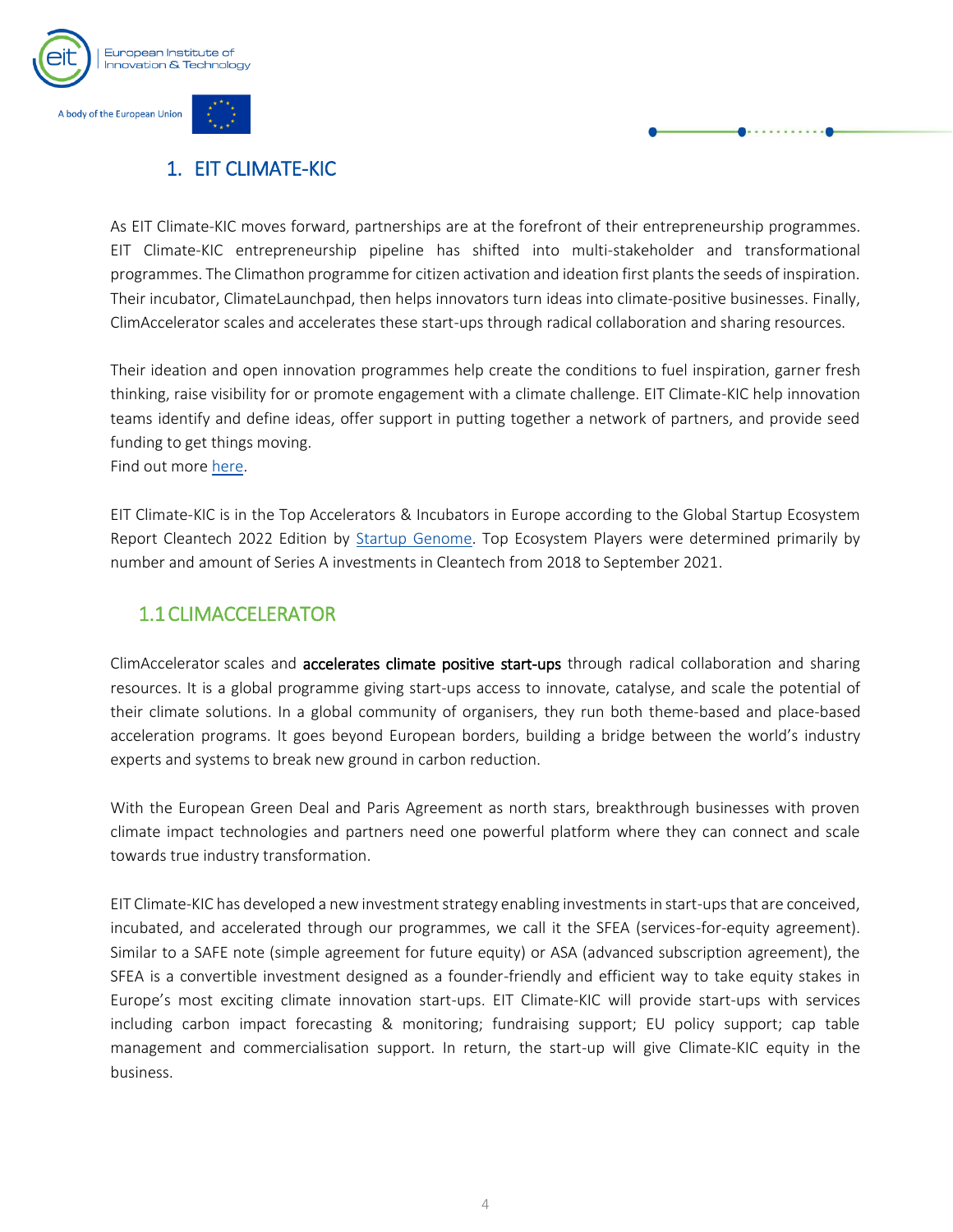# 1. EIT CLIMATE-KIC

As EIT Climate-KIC moves forward, partnerships are at the forefront of their entrepreneurship programmes. EIT Climate-KIC entrepreneurship pipeline has shifted into multi-stakeholder and transformational programmes. The Climathon programme for citizen activation and ideation first plants the seeds of inspiration. Their incubator, ClimateLaunchpad, then helps innovators turn ideas into climate-positive businesses. Finally, ClimAccelerator scales and accelerates these start-ups through radical collaboration and sharing resources.

Their ideation and open innovation programmes help create the conditions to fuel inspiration, garner fresh thinking, raise visibility for or promote engagement with a climate challenge. EIT Climate-KIC help innovation teams identify and define ideas, offer support in putting together a network of partners, and provide seed funding to get things moving.
Find out more here.

EIT Climate-KIC is in the Top Accelerators & Incubators in Europe according to the Global Startup Ecosystem Report Cleantech 2022 Edition by Startup Genome. Top Ecosystem Players were determined primarily by number and amount of Series A investments in Cleantech from 2018 to September 2021.

## 1.1 CLIMACCELERATOR

ClimAccelerator scales and **accelerates climate positive start-ups** through radical collaboration and sharing resources. It is a global programme giving start-ups access to innovate, catalyse, and scale the potential of their climate solutions. In a global community of organisers, they run both theme-based and place-based acceleration programs. It goes beyond European borders, building a bridge between the world's industry experts and systems to break new ground in carbon reduction.

With the European Green Deal and Paris Agreement as north stars, breakthrough businesses with proven climate impact technologies and partners need one powerful platform where they can connect and scale towards true industry transformation.

EIT Climate-KIC has developed a new investment strategy enabling investments in start-ups that are conceived, incubated, and accelerated through our programmes, we call it the SFEA (services-for-equity agreement). Similar to a SAFE note (simple agreement for future equity) or ASA (advanced subscription agreement), the SFEA is a convertible investment designed as a founder-friendly and efficient way to take equity stakes in Europe's most exciting climate innovation start-ups. EIT Climate-KIC will provide start-ups with services including carbon impact forecasting & monitoring; fundraising support; EU policy support; cap table management and commercialisation support. In return, the start-up will give Climate-KIC equity in the business.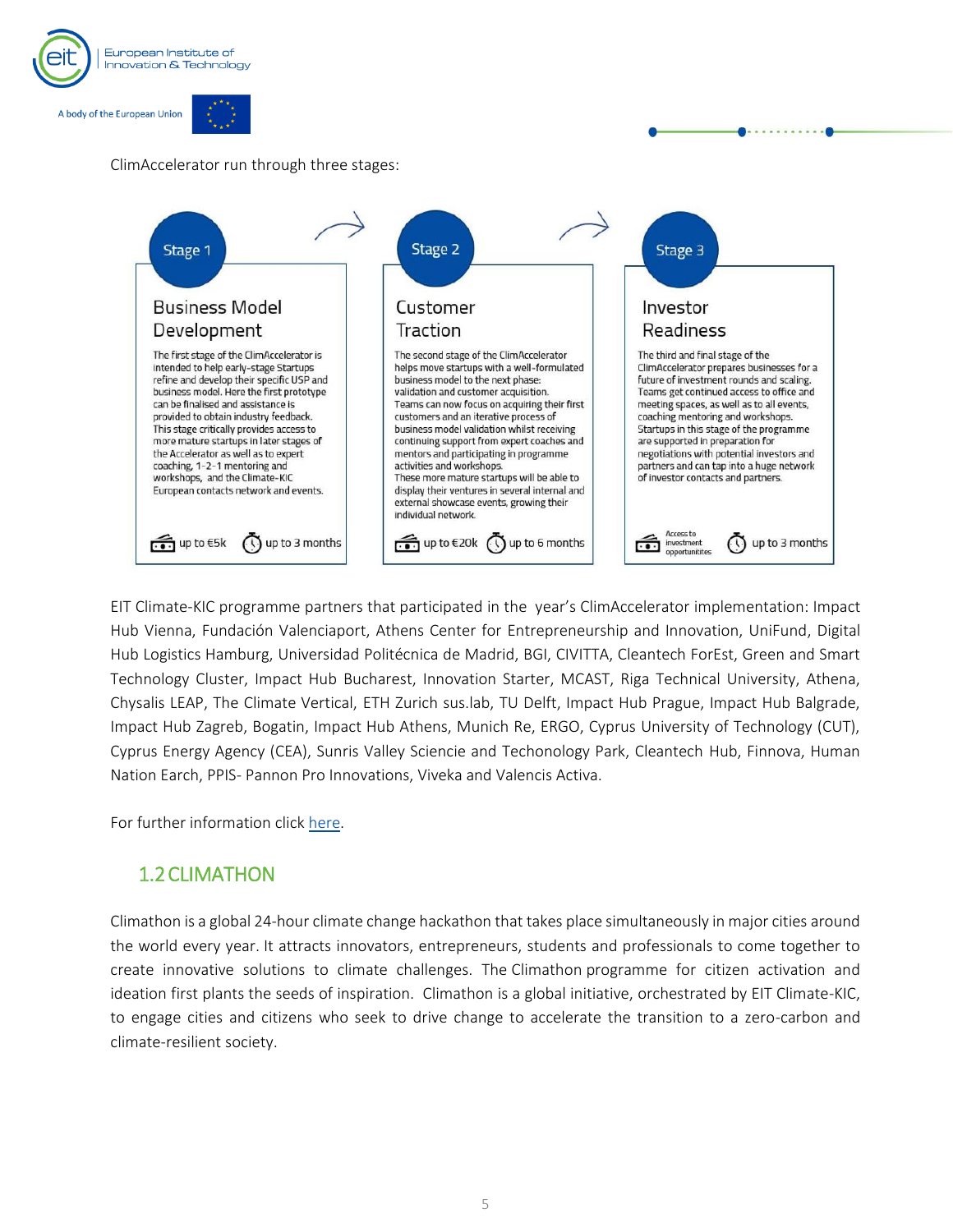ClimAccelerator run through three stages:

**Stage 1**

### Business Model Development

The first stage of the ClimAccelerator is intended to help early-stage Startups refine and develop their specific USP and business model. Here the first prototype can be finalised and assistance is provided to obtain industry feedback. This stage critically provides access to more mature startups in later stages of the Accelerator as well as to expert coaching, 1-2-1 mentoring and workshops, and the Climate-KIC European contacts network and events.

up to €5k — up to 3 months

**Stage 2**

### Customer Traction

The second stage of the ClimAccelerator helps move startups with a well-formulated business model to the next phase: validation and customer acquisition. Teams can now focus on acquiring their first customers and an iterative process of business model validation whilst receiving continuing support from expert coaches and mentors and participating in programme activities and workshops. These more mature startups will be able to display their ventures in several internal and external showcase events, growing their individual network.

up to €20k — up to 6 months

**Stage 3**

### Investor Readiness

The third and final stage of the ClimAccelerator prepares businesses for a future of investment rounds and scaling. Teams get continued access to office and meeting spaces, as well as to all events, coaching mentoring and workshops. Startups in this stage of the programme are supported in preparation for negotiations with potential investors and partners and can tap into a huge network of investor contacts and partners.

Access to investment opportunities — up to 3 months

EIT Climate-KIC programme partners that participated in the year's ClimAccelerator implementation: Impact Hub Vienna, Fundación Valenciaport, Athens Center for Entrepreneurship and Innovation, UniFund, Digital Hub Logistics Hamburg, Universidad Politécnica de Madrid, BGI, CIVITTA, Cleantech ForEst, Green and Smart Technology Cluster, Impact Hub Bucharest, Innovation Starter, MCAST, Riga Technical University, Athena, Chysalis LEAP, The Climate Vertical, ETH Zurich sus.lab, TU Delft, Impact Hub Prague, Impact Hub Balgrade, Impact Hub Zagreb, Bogatin, Impact Hub Athens, Munich Re, ERGO, Cyprus University of Technology (CUT), Cyprus Energy Agency (CEA), Sunris Valley Sciencie and Techonology Park, Cleantech Hub, Finnova, Human Nation Earch, PPIS- Pannon Pro Innovations, Viveka and Valencis Activa.

For further information click here.

## 1.2 CLIMATHON

Climathon is a global 24-hour climate change hackathon that takes place simultaneously in major cities around the world every year. It attracts innovators, entrepreneurs, students and professionals to come together to create innovative solutions to climate challenges. The Climathon programme for citizen activation and ideation first plants the seeds of inspiration. Climathon is a global initiative, orchestrated by EIT Climate-KIC, to engage cities and citizens who seek to drive change to accelerate the transition to a zero-carbon and climate-resilient society.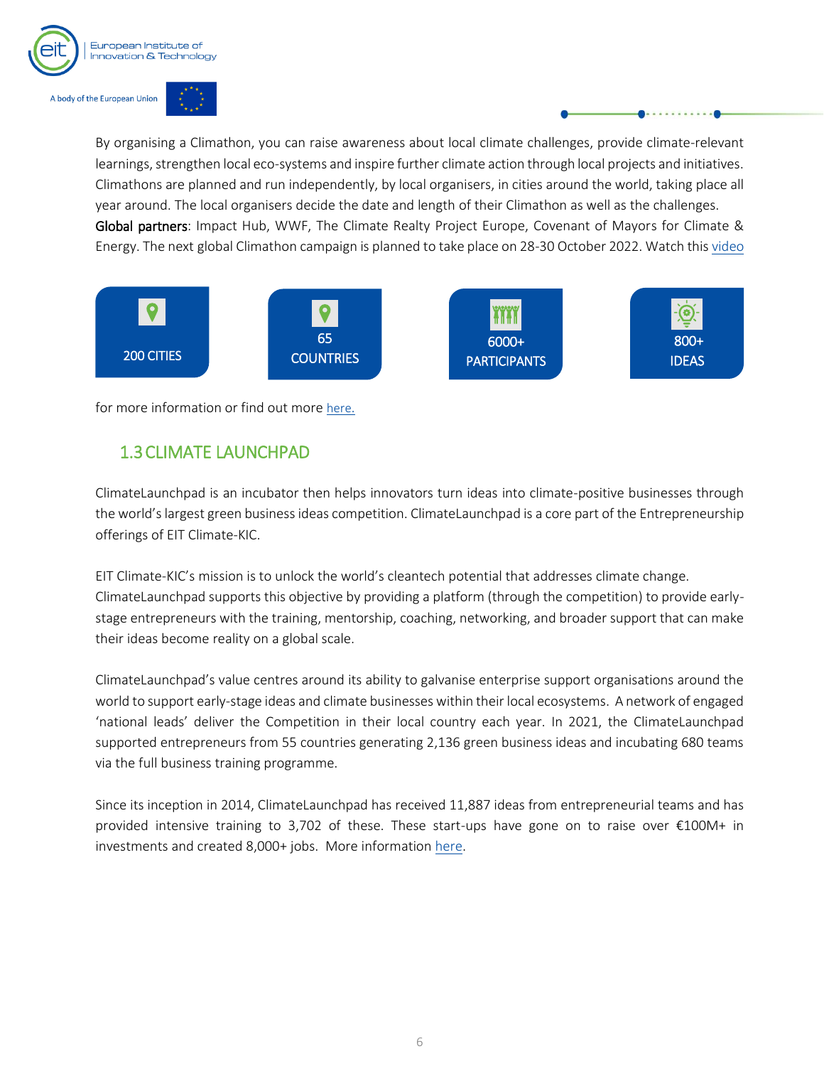By organising a Climathon, you can raise awareness about local climate challenges, provide climate-relevant learnings, strengthen local eco-systems and inspire further climate action through local projects and initiatives. Climathons are planned and run independently, by local organisers, in cities around the world, taking place all year around. The local organisers decide the date and length of their Climathon as well as the challenges. **Global partners**: Impact Hub, WWF, The Climate Realty Project Europe, Covenant of Mayors for Climate & Energy. The next global Climathon campaign is planned to take place on 28-30 October 2022. Watch this video

200 CITIES

65 COUNTRIES

6000+ PARTICIPANTS

800+ IDEAS

for more information or find out more here.

## 1.3 CLIMATE LAUNCHPAD

ClimateLaunchpad is an incubator then helps innovators turn ideas into climate-positive businesses through the world's largest green business ideas competition. ClimateLaunchpad is a core part of the Entrepreneurship offerings of EIT Climate-KIC.

EIT Climate-KIC's mission is to unlock the world's cleantech potential that addresses climate change. ClimateLaunchpad supports this objective by providing a platform (through the competition) to provide early-stage entrepreneurs with the training, mentorship, coaching, networking, and broader support that can make their ideas become reality on a global scale.

ClimateLaunchpad's value centres around its ability to galvanise enterprise support organisations around the world to support early-stage ideas and climate businesses within their local ecosystems. A network of engaged 'national leads' deliver the Competition in their local country each year. In 2021, the ClimateLaunchpad supported entrepreneurs from 55 countries generating 2,136 green business ideas and incubating 680 teams via the full business training programme.

Since its inception in 2014, ClimateLaunchpad has received 11,887 ideas from entrepreneurial teams and has provided intensive training to 3,702 of these. These start-ups have gone on to raise over €100M+ in investments and created 8,000+ jobs. More information here.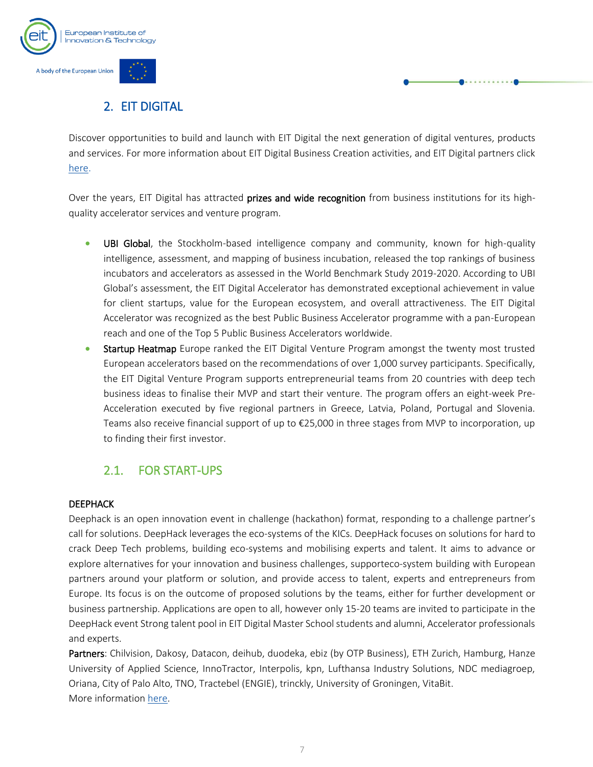## 2. EIT DIGITAL

Discover opportunities to build and launch with EIT Digital the next generation of digital ventures, products and services. For more information about EIT Digital Business Creation activities, and EIT Digital partners click here.

Over the years, EIT Digital has attracted **prizes and wide recognition** from business institutions for its high-quality accelerator services and venture program.

- **UBI Global**, the Stockholm-based intelligence company and community, known for high-quality intelligence, assessment, and mapping of business incubation, released the top rankings of business incubators and accelerators as assessed in the World Benchmark Study 2019-2020. According to UBI Global's assessment, the EIT Digital Accelerator has demonstrated exceptional achievement in value for client startups, value for the European ecosystem, and overall attractiveness. The EIT Digital Accelerator was recognized as the best Public Business Accelerator programme with a pan-European reach and one of the Top 5 Public Business Accelerators worldwide.
- **Startup Heatmap** Europe ranked the EIT Digital Venture Program amongst the twenty most trusted European accelerators based on the recommendations of over 1,000 survey participants. Specifically, the EIT Digital Venture Program supports entrepreneurial teams from 20 countries with deep tech business ideas to finalise their MVP and start their venture. The program offers an eight-week Pre-Acceleration executed by five regional partners in Greece, Latvia, Poland, Portugal and Slovenia. Teams also receive financial support of up to €25,000 in three stages from MVP to incorporation, up to finding their first investor.

### 2.1. FOR START-UPS

**DEEPHACK**

Deephack is an open innovation event in challenge (hackathon) format, responding to a challenge partner's call for solutions. DeepHack leverages the eco-systems of the KICs. DeepHack focuses on solutions for hard to crack Deep Tech problems, building eco-systems and mobilising experts and talent. It aims to advance or explore alternatives for your innovation and business challenges, supporteco-system building with European partners around your platform or solution, and provide access to talent, experts and entrepreneurs from Europe. Its focus is on the outcome of proposed solutions by the teams, either for further development or business partnership. Applications are open to all, however only 15-20 teams are invited to participate in the DeepHack event Strong talent pool in EIT Digital Master School students and alumni, Accelerator professionals and experts.

**Partners**: Chilvision, Dakosy, Datacon, deihub, duodeka, ebiz (by OTP Business), ETH Zurich, Hamburg, Hanze University of Applied Science, InnoTractor, Interpolis, kpn, Lufthansa Industry Solutions, NDC mediagroep, Oriana, City of Palo Alto, TNO, Tractebel (ENGIE), trinckly, University of Groningen, VitaBit.
More information here.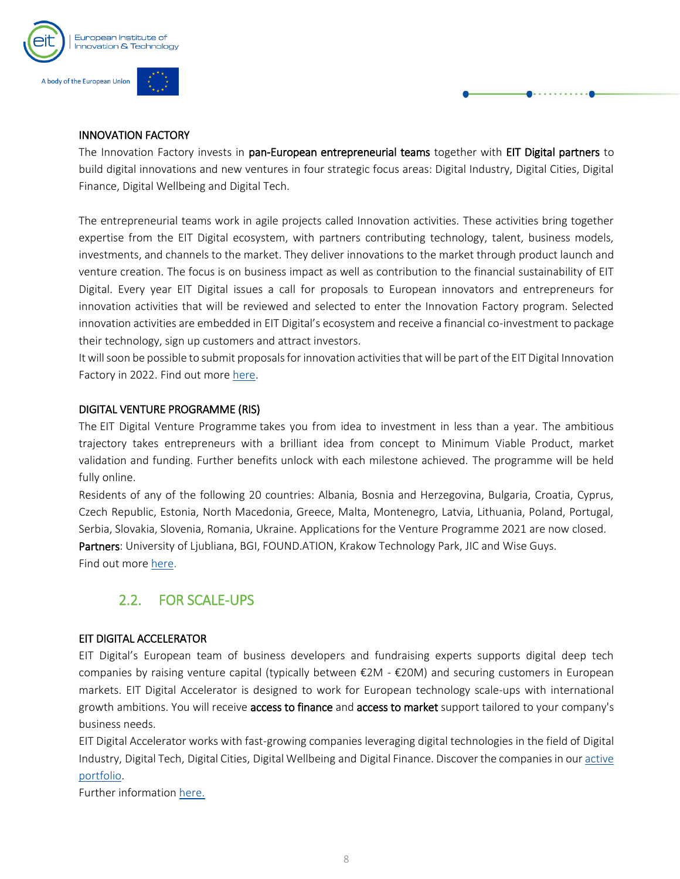### INNOVATION FACTORY

The Innovation Factory invests in **pan-European entrepreneurial teams** together with **EIT Digital partners** to build digital innovations and new ventures in four strategic focus areas: Digital Industry, Digital Cities, Digital Finance, Digital Wellbeing and Digital Tech.

The entrepreneurial teams work in agile projects called Innovation activities. These activities bring together expertise from the EIT Digital ecosystem, with partners contributing technology, talent, business models, investments, and channels to the market. They deliver innovations to the market through product launch and venture creation. The focus is on business impact as well as contribution to the financial sustainability of EIT Digital. Every year EIT Digital issues a call for proposals to European innovators and entrepreneurs for innovation activities that will be reviewed and selected to enter the Innovation Factory program. Selected innovation activities are embedded in EIT Digital's ecosystem and receive a financial co-investment to package their technology, sign up customers and attract investors.

It will soon be possible to submit proposals for innovation activities that will be part of the EIT Digital Innovation Factory in 2022. Find out more here.

### DIGITAL VENTURE PROGRAMME (RIS)

The EIT Digital Venture Programme takes you from idea to investment in less than a year. The ambitious trajectory takes entrepreneurs with a brilliant idea from concept to Minimum Viable Product, market validation and funding. Further benefits unlock with each milestone achieved. The programme will be held fully online.

Residents of any of the following 20 countries: Albania, Bosnia and Herzegovina, Bulgaria, Croatia, Cyprus, Czech Republic, Estonia, North Macedonia, Greece, Malta, Montenegro, Latvia, Lithuania, Poland, Portugal, Serbia, Slovakia, Slovenia, Romania, Ukraine. Applications for the Venture Programme 2021 are now closed.

**Partners**: University of Ljubliana, BGI, FOUND.ATION, Krakow Technology Park, JIC and Wise Guys.

Find out more here.

## 2.2. FOR SCALE-UPS

### EIT DIGITAL ACCELERATOR

EIT Digital's European team of business developers and fundraising experts supports digital deep tech companies by raising venture capital (typically between €2M - €20M) and securing customers in European markets. EIT Digital Accelerator is designed to work for European technology scale-ups with international growth ambitions. You will receive **access to finance** and **access to market** support tailored to your company's business needs.

EIT Digital Accelerator works with fast-growing companies leveraging digital technologies in the field of Digital Industry, Digital Tech, Digital Cities, Digital Wellbeing and Digital Finance. Discover the companies in our active portfolio.

Further information here.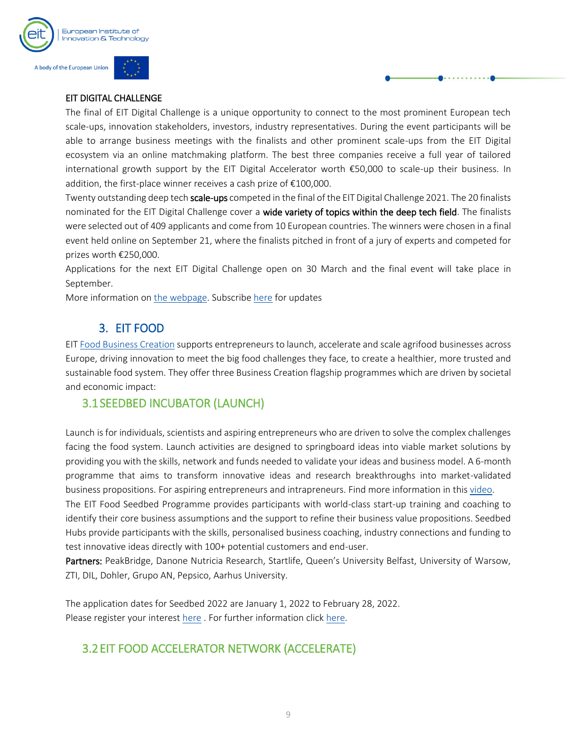EIT DIGITAL CHALLENGE

The final of EIT Digital Challenge is a unique opportunity to connect to the most prominent European tech scale-ups, innovation stakeholders, investors, industry representatives. During the event participants will be able to arrange business meetings with the finalists and other prominent scale-ups from the EIT Digital ecosystem via an online matchmaking platform. The best three companies receive a full year of tailored international growth support by the EIT Digital Accelerator worth €50,000 to scale-up their business. In addition, the first-place winner receives a cash prize of €100,000.

Twenty outstanding deep tech **scale-ups** competed in the final of the EIT Digital Challenge 2021. The 20 finalists nominated for the EIT Digital Challenge cover a **wide variety of topics within the deep tech field**. The finalists were selected out of 409 applicants and come from 10 European countries. The winners were chosen in a final event held online on September 21, where the finalists pitched in front of a jury of experts and competed for prizes worth €250,000.

Applications for the next EIT Digital Challenge open on 30 March and the final event will take place in September.

More information on the webpage. Subscribe here for updates

## 3. EIT FOOD

EIT Food Business Creation supports entrepreneurs to launch, accelerate and scale agrifood businesses across Europe, driving innovation to meet the big food challenges they face, to create a healthier, more trusted and sustainable food system. They offer three Business Creation flagship programmes which are driven by societal and economic impact:

### 3.1 SEEDBED INCUBATOR (LAUNCH)

Launch is for individuals, scientists and aspiring entrepreneurs who are driven to solve the complex challenges facing the food system. Launch activities are designed to springboard ideas into viable market solutions by providing you with the skills, network and funds needed to validate your ideas and business model. A 6-month programme that aims to transform innovative ideas and research breakthroughs into market-validated business propositions. For aspiring entrepreneurs and intrapreneurs. Find more information in this video.

The EIT Food Seedbed Programme provides participants with world-class start-up training and coaching to identify their core business assumptions and the support to refine their business value propositions. Seedbed Hubs provide participants with the skills, personalised business coaching, industry connections and funding to test innovative ideas directly with 100+ potential customers and end-user.

**Partners:** PeakBridge, Danone Nutricia Research, Startlife, Queen's University Belfast, University of Warsow, ZTI, DIL, Dohler, Grupo AN, Pepsico, Aarhus University.

The application dates for Seedbed 2022 are January 1, 2022 to February 28, 2022.
Please register your interest here . For further information click here.

### 3.2 EIT FOOD ACCELERATOR NETWORK (ACCELERATE)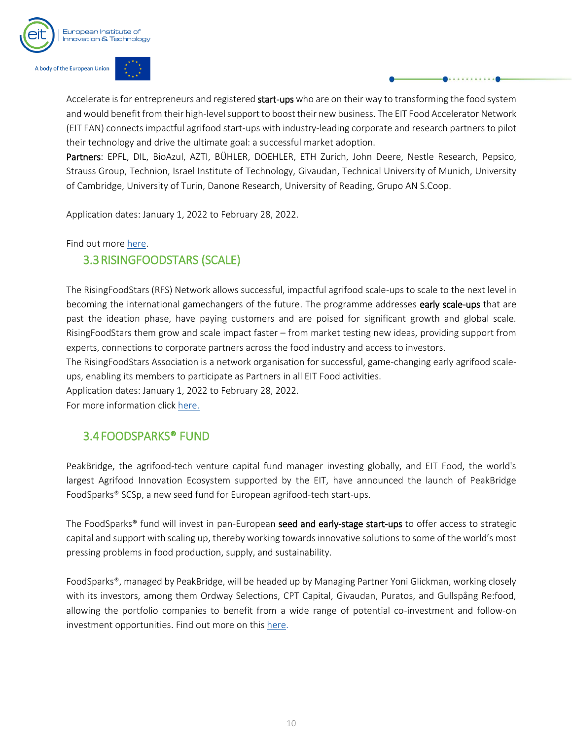Accelerate is for entrepreneurs and registered **start-ups** who are on their way to transforming the food system and would benefit from their high-level support to boost their new business. The EIT Food Accelerator Network (EIT FAN) connects impactful agrifood start-ups with industry-leading corporate and research partners to pilot their technology and drive the ultimate goal: a successful market adoption.

**Partners**: EPFL, DIL, BioAzul, AZTI, BÜHLER, DOEHLER, ETH Zurich, John Deere, Nestle Research, Pepsico, Strauss Group, Technion, Israel Institute of Technology, Givaudan, Technical University of Munich, University of Cambridge, University of Turin, Danone Research, University of Reading, Grupo AN S.Coop.

Application dates: January 1, 2022 to February 28, 2022.

Find out more here.

## 3.3 RISINGFOODSTARS (SCALE)

The RisingFoodStars (RFS) Network allows successful, impactful agrifood scale-ups to scale to the next level in becoming the international gamechangers of the future. The programme addresses **early scale-ups** that are past the ideation phase, have paying customers and are poised for significant growth and global scale. RisingFoodStars them grow and scale impact faster – from market testing new ideas, providing support from experts, connections to corporate partners across the food industry and access to investors.

The RisingFoodStars Association is a network organisation for successful, game-changing early agrifood scale-ups, enabling its members to participate as Partners in all EIT Food activities.

Application dates: January 1, 2022 to February 28, 2022.

For more information click here.

## 3.4 FOODSPARKS® FUND

PeakBridge, the agrifood-tech venture capital fund manager investing globally, and EIT Food, the world's largest Agrifood Innovation Ecosystem supported by the EIT, have announced the launch of PeakBridge FoodSparks® SCSp, a new seed fund for European agrifood-tech start-ups.

The FoodSparks® fund will invest in pan-European **seed and early-stage start-ups** to offer access to strategic capital and support with scaling up, thereby working towards innovative solutions to some of the world's most pressing problems in food production, supply, and sustainability.

FoodSparks®, managed by PeakBridge, will be headed up by Managing Partner Yoni Glickman, working closely with its investors, among them Ordway Selections, CPT Capital, Givaudan, Puratos, and Gullspång Re:food, allowing the portfolio companies to benefit from a wide range of potential co-investment and follow-on investment opportunities. Find out more on this here.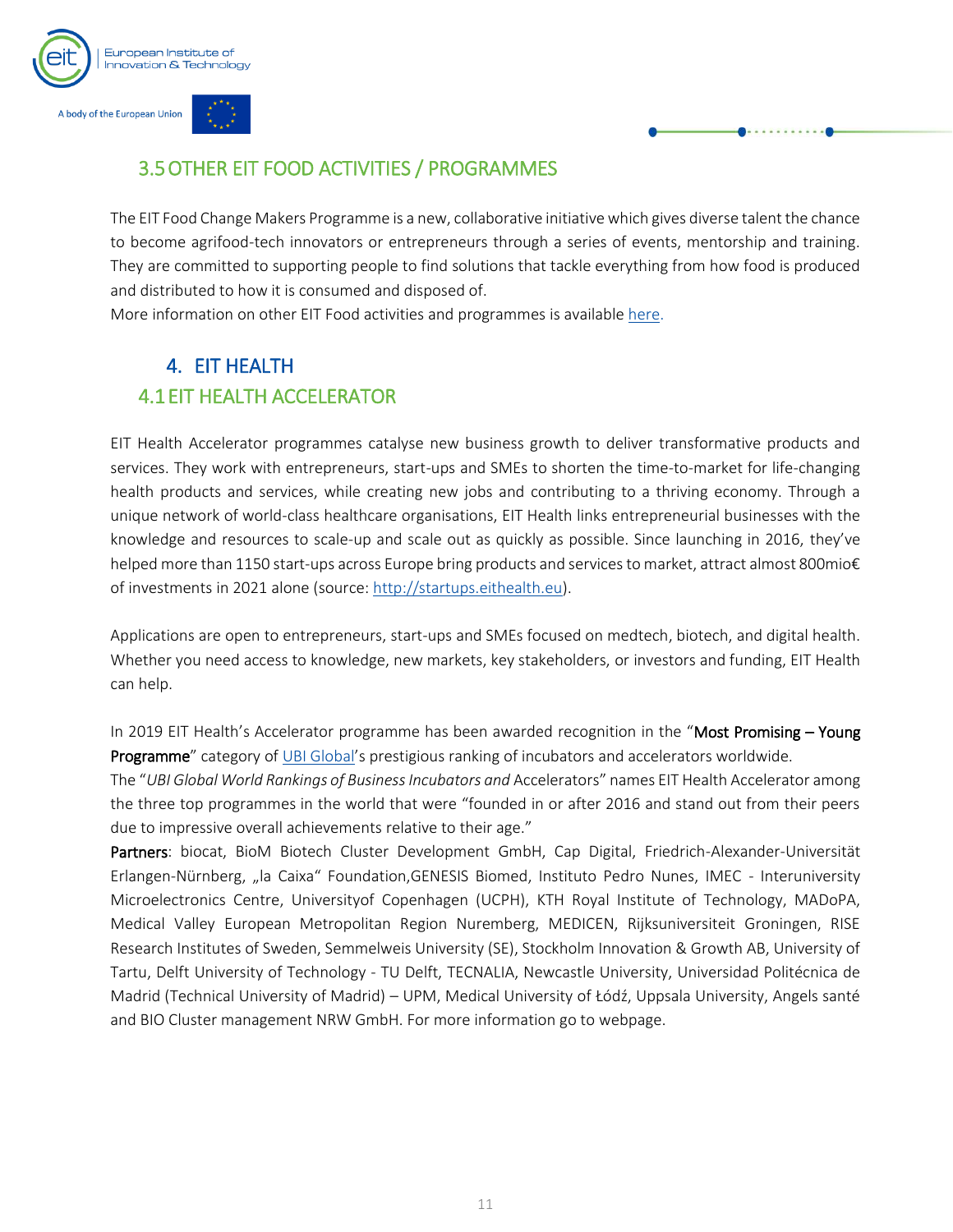## 3.5 OTHER EIT FOOD ACTIVITIES / PROGRAMMES

The EIT Food Change Makers Programme is a new, collaborative initiative which gives diverse talent the chance to become agrifood-tech innovators or entrepreneurs through a series of events, mentorship and training. They are committed to supporting people to find solutions that tackle everything from how food is produced and distributed to how it is consumed and disposed of.
More information on other EIT Food activities and programmes is available [here](here).

# 4. EIT HEALTH

## 4.1 EIT HEALTH ACCELERATOR

EIT Health Accelerator programmes catalyse new business growth to deliver transformative products and services. They work with entrepreneurs, start-ups and SMEs to shorten the time-to-market for life-changing health products and services, while creating new jobs and contributing to a thriving economy. Through a unique network of world-class healthcare organisations, EIT Health links entrepreneurial businesses with the knowledge and resources to scale-up and scale out as quickly as possible. Since launching in 2016, they've helped more than 1150 start-ups across Europe bring products and services to market, attract almost 800mio€ of investments in 2021 alone (source: http://startups.eithealth.eu).

Applications are open to entrepreneurs, start-ups and SMEs focused on medtech, biotech, and digital health. Whether you need access to knowledge, new markets, key stakeholders, or investors and funding, EIT Health can help.

In 2019 EIT Health's Accelerator programme has been awarded recognition in the "**Most Promising – Young Programme**" category of UBI Global's prestigious ranking of incubators and accelerators worldwide.
The "*UBI Global World Rankings of Business Incubators and* Accelerators" names EIT Health Accelerator among the three top programmes in the world that were "founded in or after 2016 and stand out from their peers due to impressive overall achievements relative to their age."
**Partners**: biocat, BioM Biotech Cluster Development GmbH, Cap Digital, Friedrich-Alexander-Universität Erlangen-Nürnberg, „la Caixa" Foundation,GENESIS Biomed, Instituto Pedro Nunes, IMEC - Interuniversity Microelectronics Centre, Universityof Copenhagen (UCPH), KTH Royal Institute of Technology, MADoPA, Medical Valley European Metropolitan Region Nuremberg, MEDICEN, Rijksuniversiteit Groningen, RISE Research Institutes of Sweden, Semmelweis University (SE), Stockholm Innovation & Growth AB, University of Tartu, Delft University of Technology - TU Delft, TECNALIA, Newcastle University, Universidad Politécnica de Madrid (Technical University of Madrid) – UPM, Medical University of Łódź, Uppsala University, Angels santé and BIO Cluster management NRW GmbH. For more information go to webpage.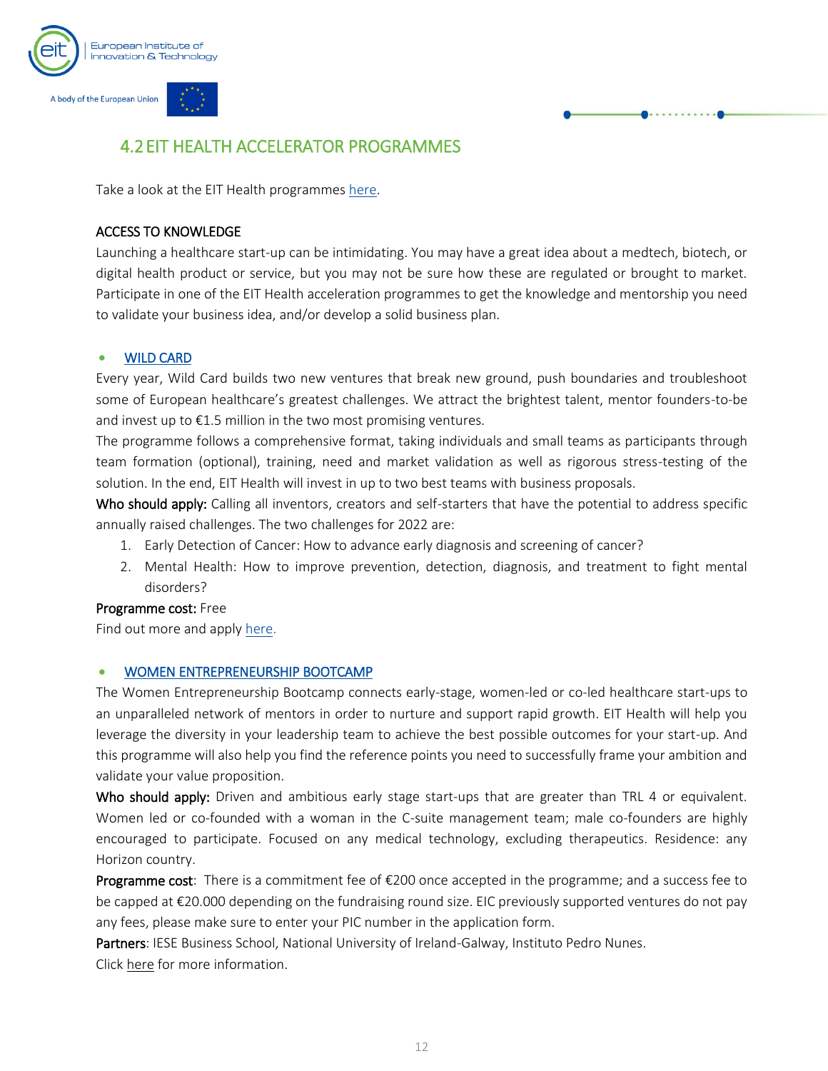## 4.2 EIT HEALTH ACCELERATOR PROGRAMMES

Take a look at the EIT Health programmes here.

### ACCESS TO KNOWLEDGE

Launching a healthcare start-up can be intimidating. You may have a great idea about a medtech, biotech, or digital health product or service, but you may not be sure how these are regulated or brought to market. Participate in one of the EIT Health acceleration programmes to get the knowledge and mentorship you need to validate your business idea, and/or develop a solid business plan.

- **WILD CARD**

Every year, Wild Card builds two new ventures that break new ground, push boundaries and troubleshoot some of European healthcare's greatest challenges. We attract the brightest talent, mentor founders-to-be and invest up to €1.5 million in the two most promising ventures.

The programme follows a comprehensive format, taking individuals and small teams as participants through team formation (optional), training, need and market validation as well as rigorous stress-testing of the solution. In the end, EIT Health will invest in up to two best teams with business proposals.

**Who should apply:** Calling all inventors, creators and self-starters that have the potential to address specific annually raised challenges. The two challenges for 2022 are:

1. Early Detection of Cancer: How to advance early diagnosis and screening of cancer?
2. Mental Health: How to improve prevention, detection, diagnosis, and treatment to fight mental disorders?

**Programme cost:** Free

Find out more and apply here.

- **WOMEN ENTREPRENEURSHIP BOOTCAMP**

The Women Entrepreneurship Bootcamp connects early-stage, women-led or co-led healthcare start-ups to an unparalleled network of mentors in order to nurture and support rapid growth. EIT Health will help you leverage the diversity in your leadership team to achieve the best possible outcomes for your start-up. And this programme will also help you find the reference points you need to successfully frame your ambition and validate your value proposition.

**Who should apply:** Driven and ambitious early stage start-ups that are greater than TRL 4 or equivalent. Women led or co-founded with a woman in the C-suite management team; male co-founders are highly encouraged to participate. Focused on any medical technology, excluding therapeutics. Residence: any Horizon country.

**Programme cost**: There is a commitment fee of €200 once accepted in the programme; and a success fee to be capped at €20.000 depending on the fundraising round size. EIC previously supported ventures do not pay any fees, please make sure to enter your PIC number in the application form.

**Partners**: IESE Business School, National University of Ireland-Galway, Instituto Pedro Nunes.

Click here for more information.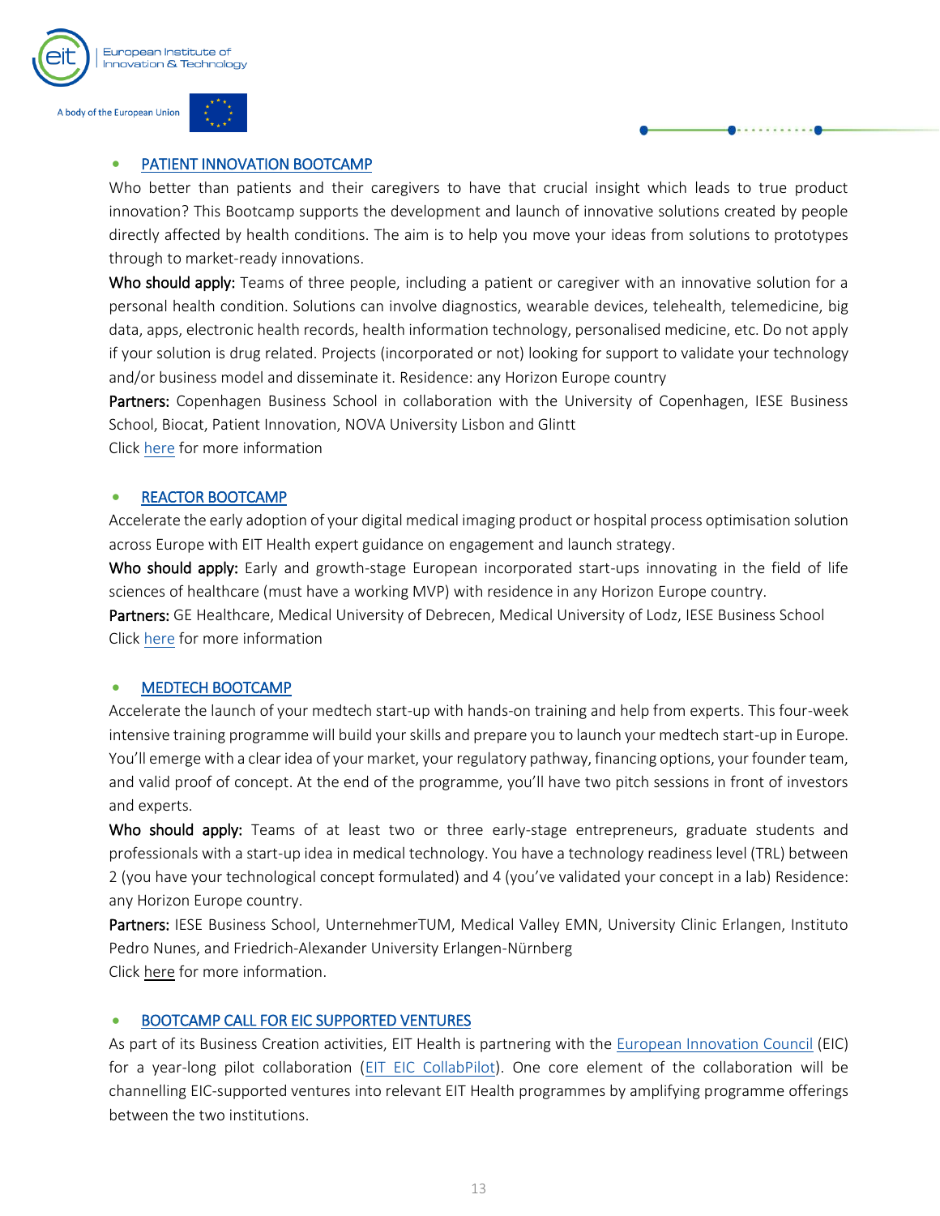- **PATIENT INNOVATION BOOTCAMP**

Who better than patients and their caregivers to have that crucial insight which leads to true product innovation? This Bootcamp supports the development and launch of innovative solutions created by people directly affected by health conditions. The aim is to help you move your ideas from solutions to prototypes through to market-ready innovations.

**Who should apply:** Teams of three people, including a patient or caregiver with an innovative solution for a personal health condition. Solutions can involve diagnostics, wearable devices, telehealth, telemedicine, big data, apps, electronic health records, health information technology, personalised medicine, etc. Do not apply if your solution is drug related. Projects (incorporated or not) looking for support to validate your technology and/or business model and disseminate it. Residence: any Horizon Europe country

**Partners:** Copenhagen Business School in collaboration with the University of Copenhagen, IESE Business School, Biocat, Patient Innovation, NOVA University Lisbon and Glintt

Click here for more information

- **REACTOR BOOTCAMP**

Accelerate the early adoption of your digital medical imaging product or hospital process optimisation solution across Europe with EIT Health expert guidance on engagement and launch strategy.

**Who should apply:** Early and growth-stage European incorporated start-ups innovating in the field of life sciences of healthcare (must have a working MVP) with residence in any Horizon Europe country.

**Partners:** GE Healthcare, Medical University of Debrecen, Medical University of Lodz, IESE Business School

Click here for more information

- **MEDTECH BOOTCAMP**

Accelerate the launch of your medtech start-up with hands-on training and help from experts. This four-week intensive training programme will build your skills and prepare you to launch your medtech start-up in Europe. You'll emerge with a clear idea of your market, your regulatory pathway, financing options, your founder team, and valid proof of concept. At the end of the programme, you'll have two pitch sessions in front of investors and experts.

**Who should apply:** Teams of at least two or three early-stage entrepreneurs, graduate students and professionals with a start-up idea in medical technology. You have a technology readiness level (TRL) between 2 (you have your technological concept formulated) and 4 (you've validated your concept in a lab) Residence: any Horizon Europe country.

**Partners:** IESE Business School, UnternehmerTUM, Medical Valley EMN, University Clinic Erlangen, Instituto Pedro Nunes, and Friedrich-Alexander University Erlangen-Nürnberg

Click here for more information.

- **BOOTCAMP CALL FOR EIC SUPPORTED VENTURES**

As part of its Business Creation activities, EIT Health is partnering with the European Innovation Council (EIC) for a year-long pilot collaboration (EIT EIC CollabPilot). One core element of the collaboration will be channelling EIC-supported ventures into relevant EIT Health programmes by amplifying programme offerings between the two institutions.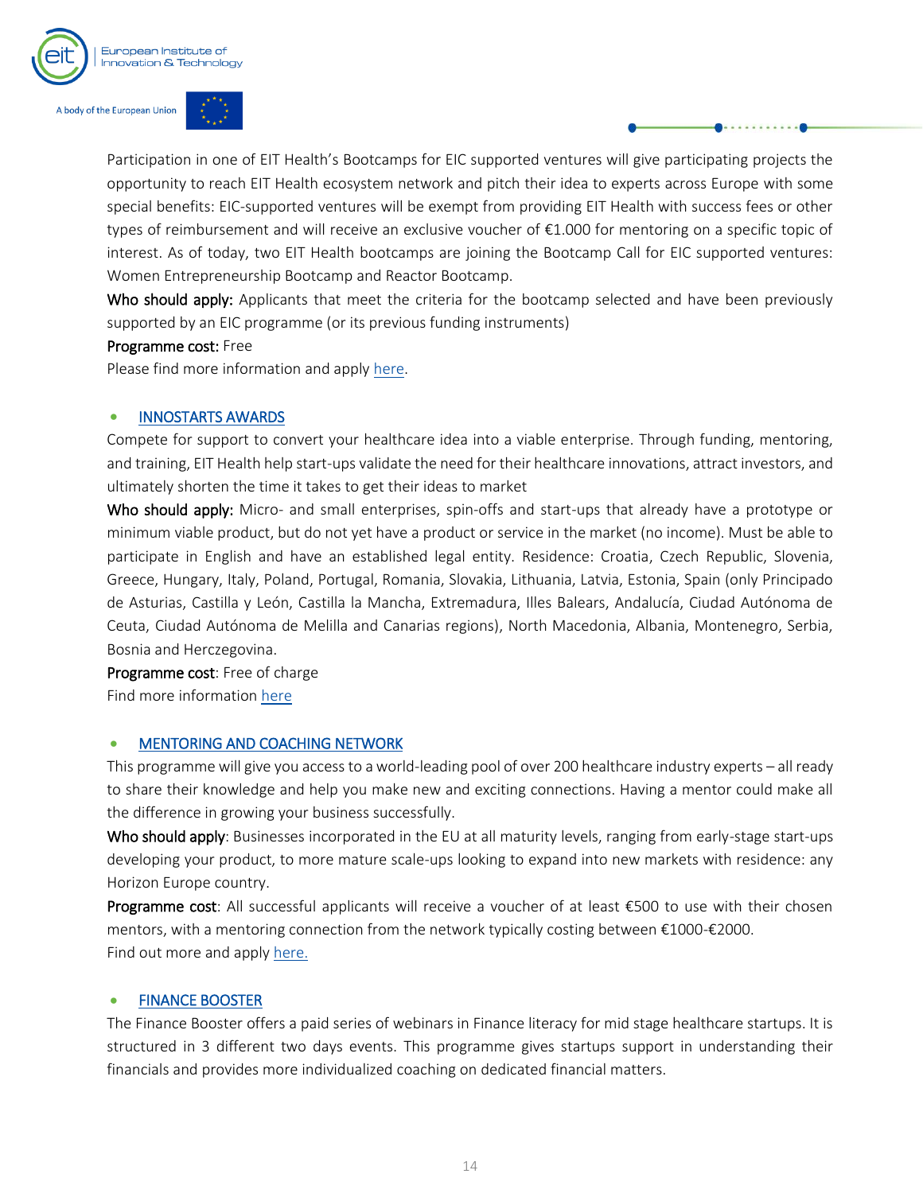Participation in one of EIT Health's Bootcamps for EIC supported ventures will give participating projects the opportunity to reach EIT Health ecosystem network and pitch their idea to experts across Europe with some special benefits: EIC-supported ventures will be exempt from providing EIT Health with success fees or other types of reimbursement and will receive an exclusive voucher of €1.000 for mentoring on a specific topic of interest. As of today, two EIT Health bootcamps are joining the Bootcamp Call for EIC supported ventures: Women Entrepreneurship Bootcamp and Reactor Bootcamp.

**Who should apply:** Applicants that meet the criteria for the bootcamp selected and have been previously supported by an EIC programme (or its previous funding instruments)

**Programme cost:** Free

Please find more information and apply here.

- INNOSTARTS AWARDS

Compete for support to convert your healthcare idea into a viable enterprise. Through funding, mentoring, and training, EIT Health help start-ups validate the need for their healthcare innovations, attract investors, and ultimately shorten the time it takes to get their ideas to market

**Who should apply:** Micro- and small enterprises, spin-offs and start-ups that already have a prototype or minimum viable product, but do not yet have a product or service in the market (no income). Must be able to participate in English and have an established legal entity. Residence: Croatia, Czech Republic, Slovenia, Greece, Hungary, Italy, Poland, Portugal, Romania, Slovakia, Lithuania, Latvia, Estonia, Spain (only Principado de Asturias, Castilla y León, Castilla la Mancha, Extremadura, Illes Balears, Andalucía, Ciudad Autónoma de Ceuta, Ciudad Autónoma de Melilla and Canarias regions), North Macedonia, Albania, Montenegro, Serbia, Bosnia and Herczegovina.

**Programme cost**: Free of charge

Find more information here

- MENTORING AND COACHING NETWORK

This programme will give you access to a world-leading pool of over 200 healthcare industry experts – all ready to share their knowledge and help you make new and exciting connections. Having a mentor could make all the difference in growing your business successfully.

**Who should apply**: Businesses incorporated in the EU at all maturity levels, ranging from early-stage start-ups developing your product, to more mature scale-ups looking to expand into new markets with residence: any Horizon Europe country.

**Programme cost**: All successful applicants will receive a voucher of at least €500 to use with their chosen mentors, with a mentoring connection from the network typically costing between €1000-€2000.

Find out more and apply here.

- FINANCE BOOSTER

The Finance Booster offers a paid series of webinars in Finance literacy for mid stage healthcare startups. It is structured in 3 different two days events. This programme gives startups support in understanding their financials and provides more individualized coaching on dedicated financial matters.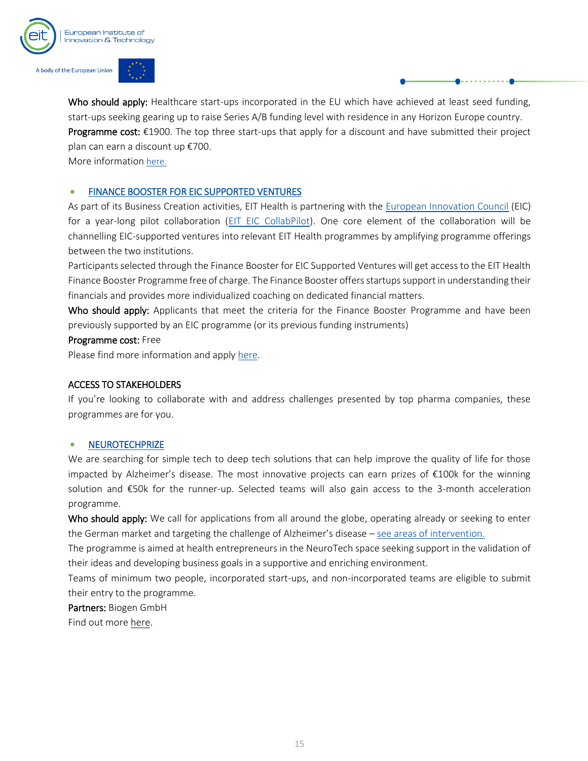**Who should apply:** Healthcare start-ups incorporated in the EU which have achieved at least seed funding, start-ups seeking gearing up to raise Series A/B funding level with residence in any Horizon Europe country.
**Programme cost:** €1900. The top three start-ups that apply for a discount and have submitted their project plan can earn a discount up €700.
More information here.

- FINANCE BOOSTER FOR EIC SUPPORTED VENTURES

As part of its Business Creation activities, EIT Health is partnering with the European Innovation Council (EIC) for a year-long pilot collaboration (EIT EIC CollabPilot). One core element of the collaboration will be channelling EIC-supported ventures into relevant EIT Health programmes by amplifying programme offerings between the two institutions.
Participants selected through the Finance Booster for EIC Supported Ventures will get access to the EIT Health Finance Booster Programme free of charge. The Finance Booster offers startups support in understanding their financials and provides more individualized coaching on dedicated financial matters.
**Who should apply:** Applicants that meet the criteria for the Finance Booster Programme and have been previously supported by an EIC programme (or its previous funding instruments)
**Programme cost:** Free
Please find more information and apply here.

## ACCESS TO STAKEHOLDERS

If you're looking to collaborate with and address challenges presented by top pharma companies, these programmes are for you.

- NEUROTECHPRIZE

We are searching for simple tech to deep tech solutions that can help improve the quality of life for those impacted by Alzheimer's disease. The most innovative projects can earn prizes of €100k for the winning solution and €50k for the runner-up. Selected teams will also gain access to the 3-month acceleration programme.
**Who should apply:** We call for applications from all around the globe, operating already or seeking to enter the German market and targeting the challenge of Alzheimer's disease – see areas of intervention.
The programme is aimed at health entrepreneurs in the NeuroTech space seeking support in the validation of their ideas and developing business goals in a supportive and enriching environment.
Teams of minimum two people, incorporated start-ups, and non-incorporated teams are eligible to submit their entry to the programme.
**Partners:** Biogen GmbH
Find out more here.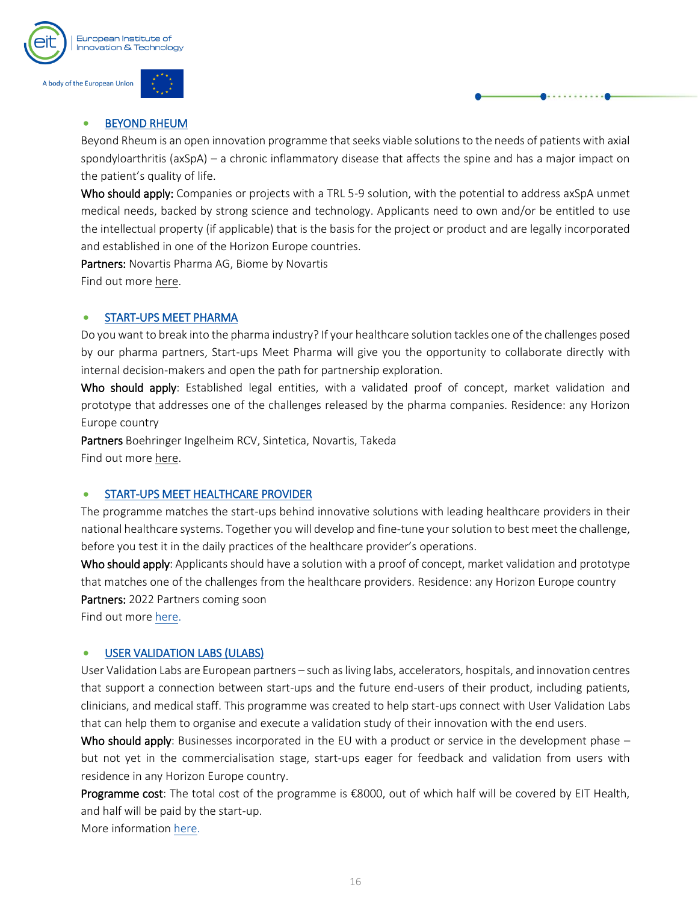- [BEYOND RHEUM]

Beyond Rheum is an open innovation programme that seeks viable solutions to the needs of patients with axial spondyloarthritis (axSpA) – a chronic inflammatory disease that affects the spine and has a major impact on the patient's quality of life.

**Who should apply:** Companies or projects with a TRL 5-9 solution, with the potential to address axSpA unmet medical needs, backed by strong science and technology. Applicants need to own and/or be entitled to use the intellectual property (if applicable) that is the basis for the project or product and are legally incorporated and established in one of the Horizon Europe countries.

**Partners:** Novartis Pharma AG, Biome by Novartis

Find out more here.

- [START-UPS MEET PHARMA]

Do you want to break into the pharma industry? If your healthcare solution tackles one of the challenges posed by our pharma partners, Start-ups Meet Pharma will give you the opportunity to collaborate directly with internal decision-makers and open the path for partnership exploration.

**Who should apply**: Established legal entities, with a validated proof of concept, market validation and prototype that addresses one of the challenges released by the pharma companies. Residence: any Horizon Europe country

**Partners** Boehringer Ingelheim RCV, Sintetica, Novartis, Takeda

Find out more here.

- [START-UPS MEET HEALTHCARE PROVIDER]

The programme matches the start-ups behind innovative solutions with leading healthcare providers in their national healthcare systems. Together you will develop and fine-tune your solution to best meet the challenge, before you test it in the daily practices of the healthcare provider's operations.

**Who should apply**: Applicants should have a solution with a proof of concept, market validation and prototype that matches one of the challenges from the healthcare providers. Residence: any Horizon Europe country

**Partners:** 2022 Partners coming soon

Find out more here.

- [USER VALIDATION LABS (ULABS)]

User Validation Labs are European partners – such as living labs, accelerators, hospitals, and innovation centres that support a connection between start-ups and the future end-users of their product, including patients, clinicians, and medical staff. This programme was created to help start-ups connect with User Validation Labs that can help them to organise and execute a validation study of their innovation with the end users.

**Who should apply**: Businesses incorporated in the EU with a product or service in the development phase – but not yet in the commercialisation stage, start-ups eager for feedback and validation from users with residence in any Horizon Europe country.

**Programme cost**: The total cost of the programme is €8000, out of which half will be covered by EIT Health, and half will be paid by the start-up.

More information here.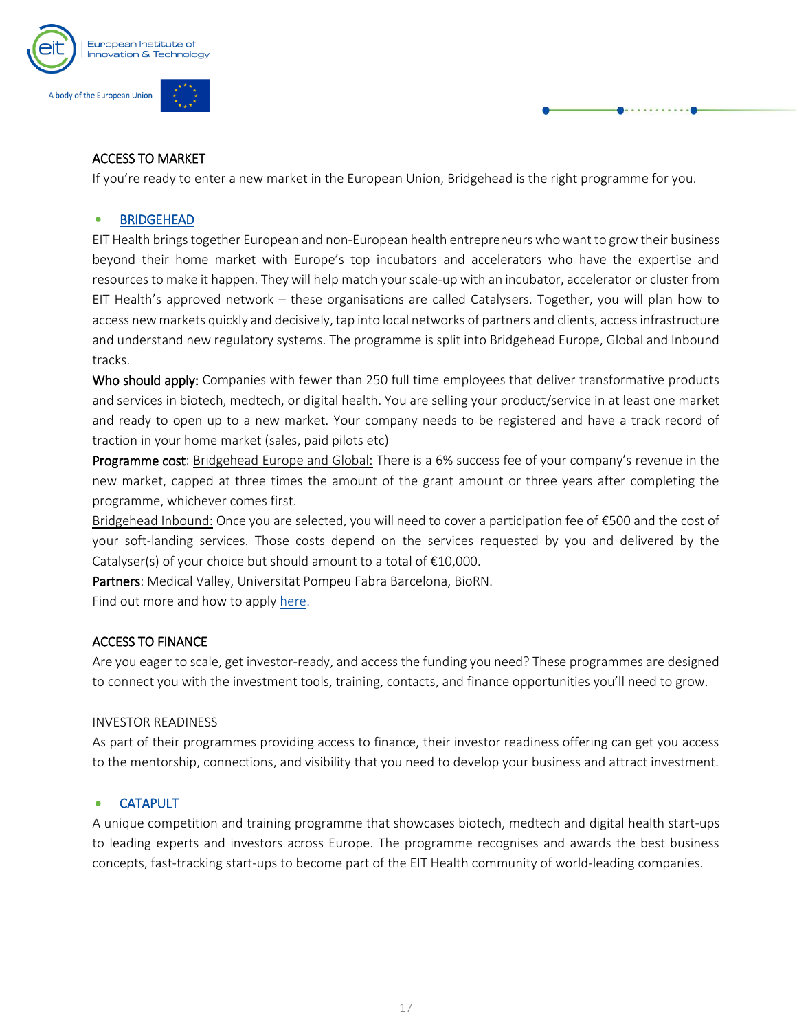## ACCESS TO MARKET

If you're ready to enter a new market in the European Union, Bridgehead is the right programme for you.

- BRIDGEHEAD

EIT Health brings together European and non-European health entrepreneurs who want to grow their business beyond their home market with Europe's top incubators and accelerators who have the expertise and resources to make it happen. They will help match your scale-up with an incubator, accelerator or cluster from EIT Health's approved network – these organisations are called Catalysers. Together, you will plan how to access new markets quickly and decisively, tap into local networks of partners and clients, access infrastructure and understand new regulatory systems. The programme is split into Bridgehead Europe, Global and Inbound tracks.

**Who should apply:** Companies with fewer than 250 full time employees that deliver transformative products and services in biotech, medtech, or digital health. You are selling your product/service in at least one market and ready to open up to a new market. Your company needs to be registered and have a track record of traction in your home market (sales, paid pilots etc)

**Programme cost**: Bridgehead Europe and Global: There is a 6% success fee of your company's revenue in the new market, capped at three times the amount of the grant amount or three years after completing the programme, whichever comes first.

Bridgehead Inbound: Once you are selected, you will need to cover a participation fee of €500 and the cost of your soft-landing services. Those costs depend on the services requested by you and delivered by the Catalyser(s) of your choice but should amount to a total of €10,000.

**Partners**: Medical Valley, Universität Pompeu Fabra Barcelona, BioRN.

Find out more and how to apply here.

## ACCESS TO FINANCE

Are you eager to scale, get investor-ready, and access the funding you need? These programmes are designed to connect you with the investment tools, training, contacts, and finance opportunities you'll need to grow.

### INVESTOR READINESS

As part of their programmes providing access to finance, their investor readiness offering can get you access to the mentorship, connections, and visibility that you need to develop your business and attract investment.

- CATAPULT

A unique competition and training programme that showcases biotech, medtech and digital health start-ups to leading experts and investors across Europe. The programme recognises and awards the best business concepts, fast-tracking start-ups to become part of the EIT Health community of world-leading companies.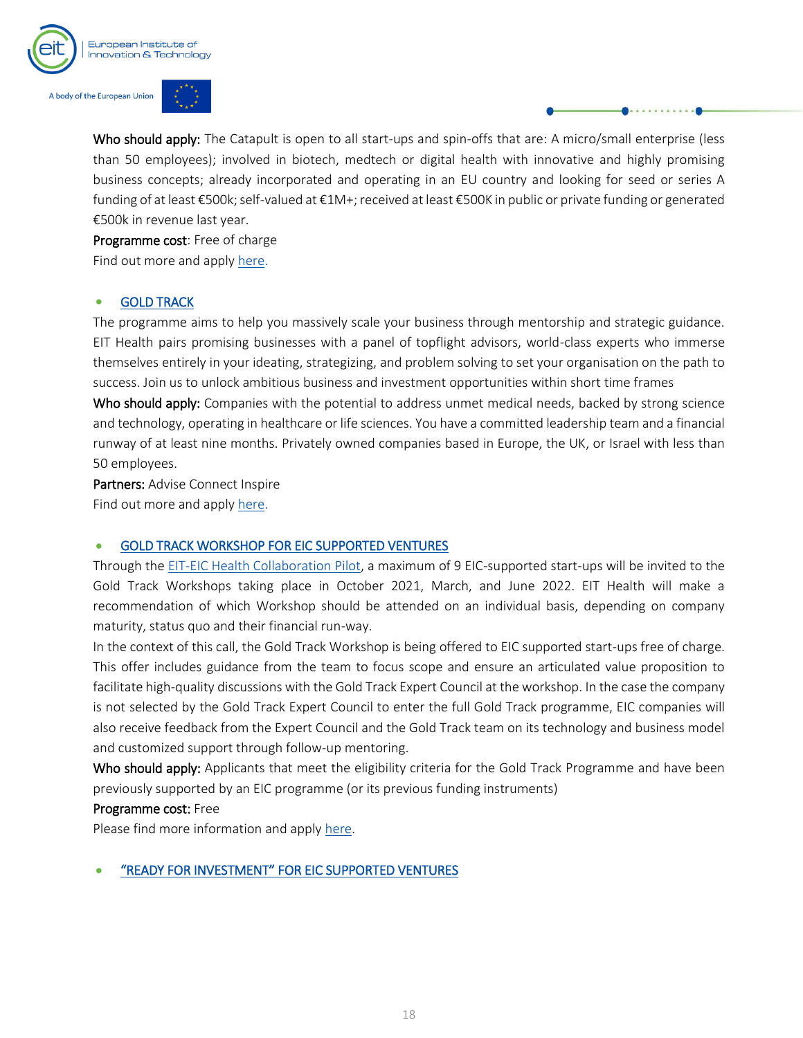**Who should apply:** The Catapult is open to all start-ups and spin-offs that are: A micro/small enterprise (less than 50 employees); involved in biotech, medtech or digital health with innovative and highly promising business concepts; already incorporated and operating in an EU country and looking for seed or series A funding of at least €500k; self-valued at €1M+; received at least €500K in public or private funding or generated €500k in revenue last year.

**Programme cost**: Free of charge

Find out more and apply here.

- GOLD TRACK

The programme aims to help you massively scale your business through mentorship and strategic guidance. EIT Health pairs promising businesses with a panel of topflight advisors, world-class experts who immerse themselves entirely in your ideating, strategizing, and problem solving to set your organisation on the path to success. Join us to unlock ambitious business and investment opportunities within short time frames

**Who should apply:** Companies with the potential to address unmet medical needs, backed by strong science and technology, operating in healthcare or life sciences. You have a committed leadership team and a financial runway of at least nine months. Privately owned companies based in Europe, the UK, or Israel with less than 50 employees.

**Partners:** Advise Connect Inspire

Find out more and apply here.

- GOLD TRACK WORKSHOP FOR EIC SUPPORTED VENTURES

Through the EIT-EIC Health Collaboration Pilot, a maximum of 9 EIC-supported start-ups will be invited to the Gold Track Workshops taking place in October 2021, March, and June 2022. EIT Health will make a recommendation of which Workshop should be attended on an individual basis, depending on company maturity, status quo and their financial run-way.

In the context of this call, the Gold Track Workshop is being offered to EIC supported start-ups free of charge. This offer includes guidance from the team to focus scope and ensure an articulated value proposition to facilitate high-quality discussions with the Gold Track Expert Council at the workshop. In the case the company is not selected by the Gold Track Expert Council to enter the full Gold Track programme, EIC companies will also receive feedback from the Expert Council and the Gold Track team on its technology and business model and customized support through follow-up mentoring.

**Who should apply:** Applicants that meet the eligibility criteria for the Gold Track Programme and have been previously supported by an EIC programme (or its previous funding instruments)

**Programme cost:** Free

Please find more information and apply here.

- "READY FOR INVESTMENT" FOR EIC SUPPORTED VENTURES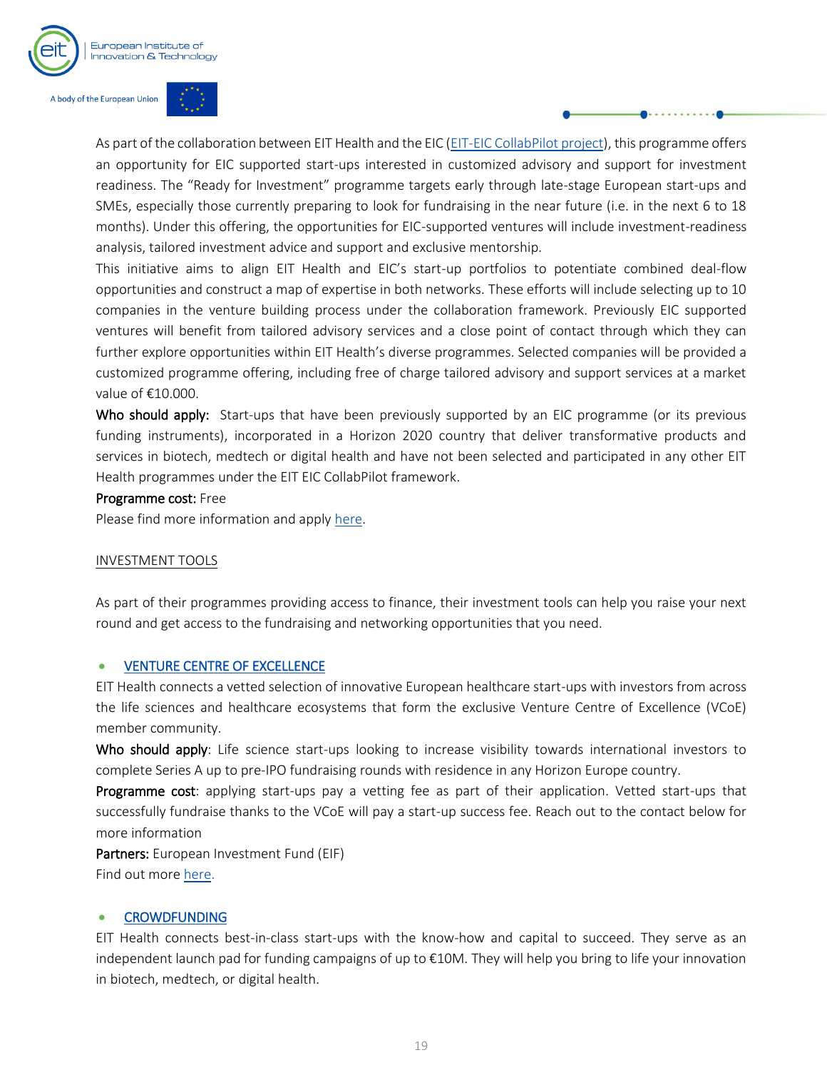As part of the collaboration between EIT Health and the EIC (EIT-EIC CollabPilot project), this programme offers an opportunity for EIC supported start-ups interested in customized advisory and support for investment readiness. The "Ready for Investment" programme targets early through late-stage European start-ups and SMEs, especially those currently preparing to look for fundraising in the near future (i.e. in the next 6 to 18 months). Under this offering, the opportunities for EIC-supported ventures will include investment-readiness analysis, tailored investment advice and support and exclusive mentorship.

This initiative aims to align EIT Health and EIC's start-up portfolios to potentiate combined deal-flow opportunities and construct a map of expertise in both networks. These efforts will include selecting up to 10 companies in the venture building process under the collaboration framework. Previously EIC supported ventures will benefit from tailored advisory services and a close point of contact through which they can further explore opportunities within EIT Health's diverse programmes. Selected companies will be provided a customized programme offering, including free of charge tailored advisory and support services at a market value of €10.000.

**Who should apply:** Start-ups that have been previously supported by an EIC programme (or its previous funding instruments), incorporated in a Horizon 2020 country that deliver transformative products and services in biotech, medtech or digital health and have not been selected and participated in any other EIT Health programmes under the EIT EIC CollabPilot framework.

**Programme cost:** Free

Please find more information and apply here.

INVESTMENT TOOLS

As part of their programmes providing access to finance, their investment tools can help you raise your next round and get access to the fundraising and networking opportunities that you need.

- VENTURE CENTRE OF EXCELLENCE

EIT Health connects a vetted selection of innovative European healthcare start-ups with investors from across the life sciences and healthcare ecosystems that form the exclusive Venture Centre of Excellence (VCoE) member community.

**Who should apply**: Life science start-ups looking to increase visibility towards international investors to complete Series A up to pre-IPO fundraising rounds with residence in any Horizon Europe country.

**Programme cost**: applying start-ups pay a vetting fee as part of their application. Vetted start-ups that successfully fundraise thanks to the VCoE will pay a start-up success fee. Reach out to the contact below for more information

**Partners:** European Investment Fund (EIF)

Find out more here.

- CROWDFUNDING

EIT Health connects best-in-class start-ups with the know-how and capital to succeed. They serve as an independent launch pad for funding campaigns of up to €10M. They will help you bring to life your innovation in biotech, medtech, or digital health.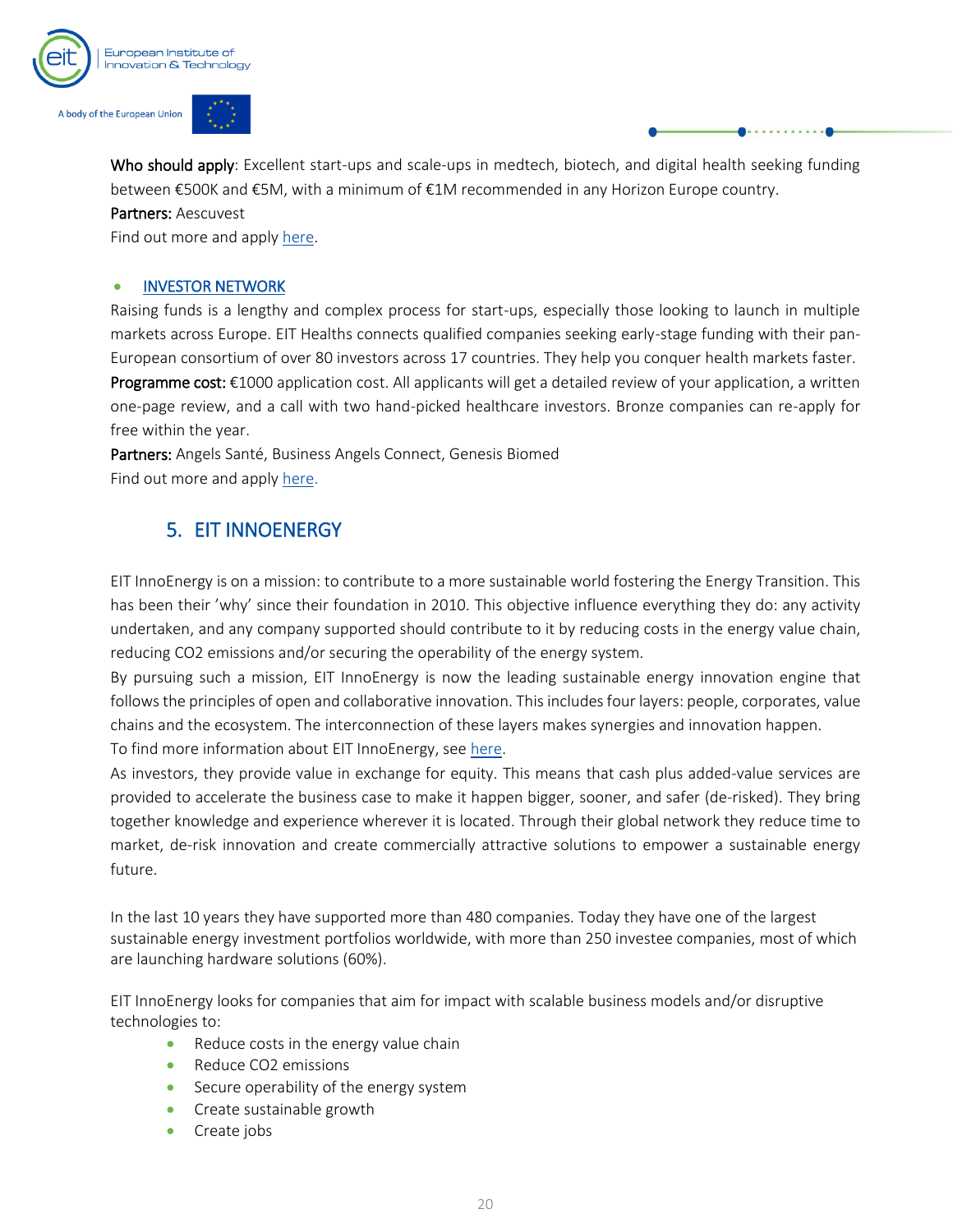**Who should apply**: Excellent start-ups and scale-ups in medtech, biotech, and digital health seeking funding between €500K and €5M, with a minimum of €1M recommended in any Horizon Europe country.
**Partners:** Aescuvest
Find out more and apply here.

- INVESTOR NETWORK

Raising funds is a lengthy and complex process for start-ups, especially those looking to launch in multiple markets across Europe. EIT Healths connects qualified companies seeking early-stage funding with their pan-European consortium of over 80 investors across 17 countries. They help you conquer health markets faster.
**Programme cost:** €1000 application cost. All applicants will get a detailed review of your application, a written one-page review, and a call with two hand-picked healthcare investors. Bronze companies can re-apply for free within the year.
**Partners:** Angels Santé, Business Angels Connect, Genesis Biomed
Find out more and apply here.

## 5. EIT INNOENERGY

EIT InnoEnergy is on a mission: to contribute to a more sustainable world fostering the Energy Transition. This has been their 'why' since their foundation in 2010. This objective influence everything they do: any activity undertaken, and any company supported should contribute to it by reducing costs in the energy value chain, reducing CO2 emissions and/or securing the operability of the energy system.
By pursuing such a mission, EIT InnoEnergy is now the leading sustainable energy innovation engine that follows the principles of open and collaborative innovation. This includes four layers: people, corporates, value chains and the ecosystem. The interconnection of these layers makes synergies and innovation happen.
To find more information about EIT InnoEnergy, see here.
As investors, they provide value in exchange for equity. This means that cash plus added-value services are provided to accelerate the business case to make it happen bigger, sooner, and safer (de-risked). They bring together knowledge and experience wherever it is located. Through their global network they reduce time to market, de-risk innovation and create commercially attractive solutions to empower a sustainable energy future.

In the last 10 years they have supported more than 480 companies. Today they have one of the largest sustainable energy investment portfolios worldwide, with more than 250 investee companies, most of which are launching hardware solutions (60%).

EIT InnoEnergy looks for companies that aim for impact with scalable business models and/or disruptive technologies to:

- Reduce costs in the energy value chain
- Reduce CO2 emissions
- Secure operability of the energy system
- Create sustainable growth
- Create jobs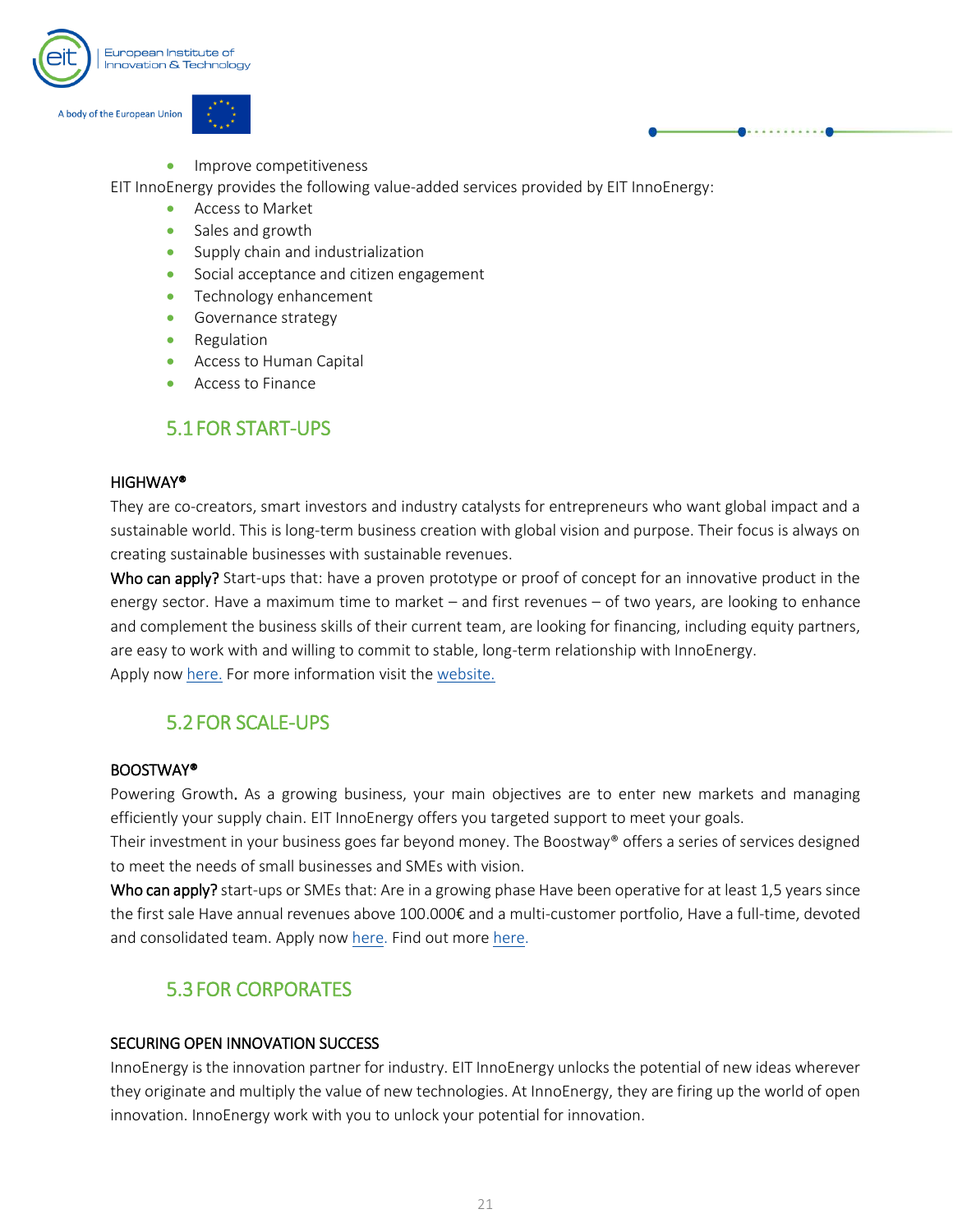- Improve competitiveness

EIT InnoEnergy provides the following value-added services provided by EIT InnoEnergy:

- Access to Market
- Sales and growth
- Supply chain and industrialization
- Social acceptance and citizen engagement
- Technology enhancement
- Governance strategy
- Regulation
- Access to Human Capital
- Access to Finance

## 5.1 FOR START-UPS

### HIGHWAY®

They are co-creators, smart investors and industry catalysts for entrepreneurs who want global impact and a sustainable world. This is long-term business creation with global vision and purpose. Their focus is always on creating sustainable businesses with sustainable revenues.

**Who can apply?** Start-ups that: have a proven prototype or proof of concept for an innovative product in the energy sector. Have a maximum time to market – and first revenues – of two years, are looking to enhance and complement the business skills of their current team, are looking for financing, including equity partners, are easy to work with and willing to commit to stable, long-term relationship with InnoEnergy.

Apply now here. For more information visit the website.

## 5.2 FOR SCALE-UPS

### BOOSTWAY®

Powering Growth. As a growing business, your main objectives are to enter new markets and managing efficiently your supply chain. EIT InnoEnergy offers you targeted support to meet your goals.

Their investment in your business goes far beyond money. The Boostway® offers a series of services designed to meet the needs of small businesses and SMEs with vision.

**Who can apply?** start-ups or SMEs that: Are in a growing phase Have been operative for at least 1,5 years since the first sale Have annual revenues above 100.000€ and a multi-customer portfolio, Have a full-time, devoted and consolidated team. Apply now here. Find out more here.

## 5.3 FOR CORPORATES

### SECURING OPEN INNOVATION SUCCESS

InnoEnergy is the innovation partner for industry. EIT InnoEnergy unlocks the potential of new ideas wherever they originate and multiply the value of new technologies. At InnoEnergy, they are firing up the world of open innovation. InnoEnergy work with you to unlock your potential for innovation.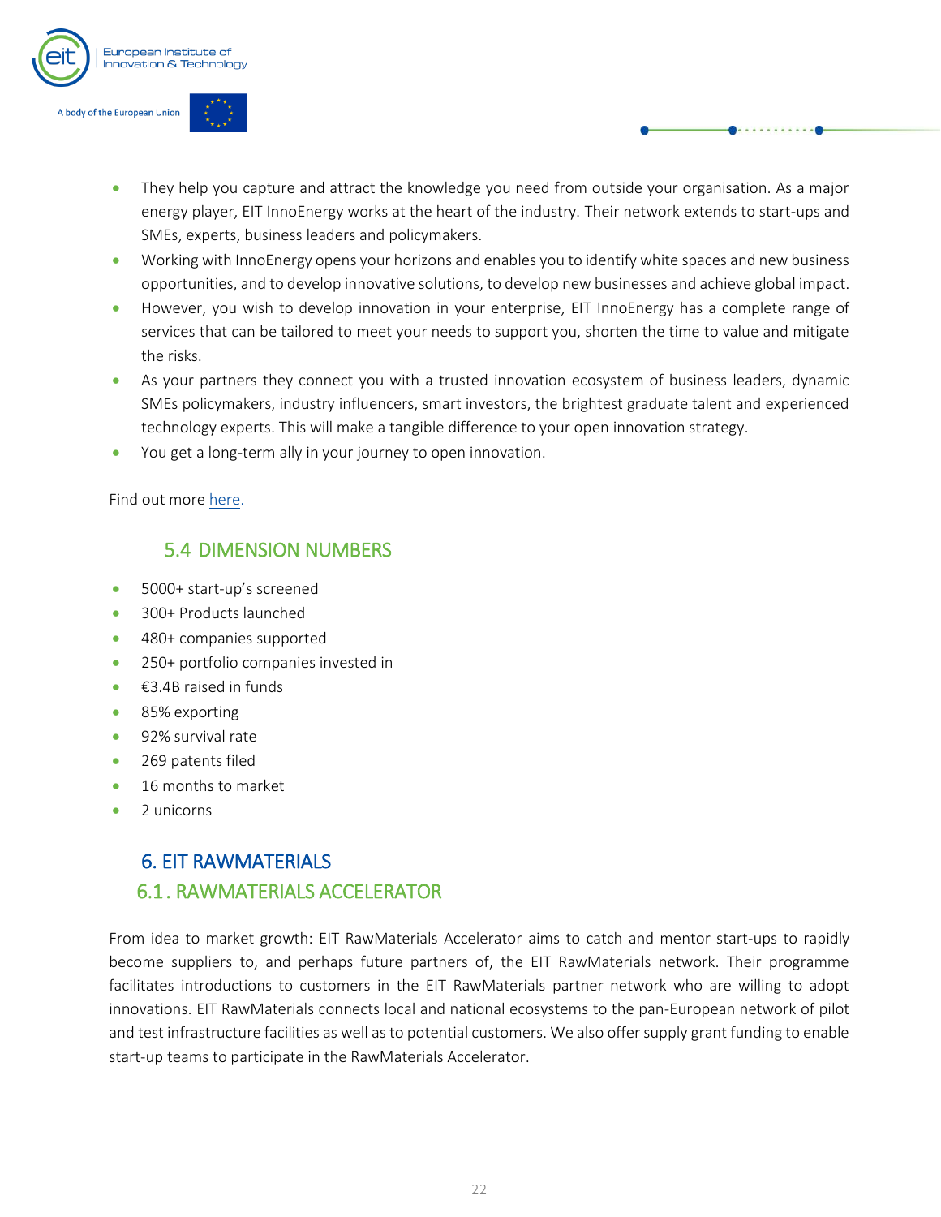- They help you capture and attract the knowledge you need from outside your organisation. As a major energy player, EIT InnoEnergy works at the heart of the industry. Their network extends to start-ups and SMEs, experts, business leaders and policymakers.
- Working with InnoEnergy opens your horizons and enables you to identify white spaces and new business opportunities, and to develop innovative solutions, to develop new businesses and achieve global impact.
- However, you wish to develop innovation in your enterprise, EIT InnoEnergy has a complete range of services that can be tailored to meet your needs to support you, shorten the time to value and mitigate the risks.
- As your partners they connect you with a trusted innovation ecosystem of business leaders, dynamic SMEs policymakers, industry influencers, smart investors, the brightest graduate talent and experienced technology experts. This will make a tangible difference to your open innovation strategy.
- You get a long-term ally in your journey to open innovation.

Find out more here.

### 5.4 DIMENSION NUMBERS

- 5000+ start-up's screened
- 300+ Products launched
- 480+ companies supported
- 250+ portfolio companies invested in
- €3.4B raised in funds
- 85% exporting
- 92% survival rate
- 269 patents filed
- 16 months to market
- 2 unicorns

## 6. EIT RAWMATERIALS

### 6.1. RAWMATERIALS ACCELERATOR

From idea to market growth: EIT RawMaterials Accelerator aims to catch and mentor start-ups to rapidly become suppliers to, and perhaps future partners of, the EIT RawMaterials network. Their programme facilitates introductions to customers in the EIT RawMaterials partner network who are willing to adopt innovations. EIT RawMaterials connects local and national ecosystems to the pan-European network of pilot and test infrastructure facilities as well as to potential customers. We also offer supply grant funding to enable start-up teams to participate in the RawMaterials Accelerator.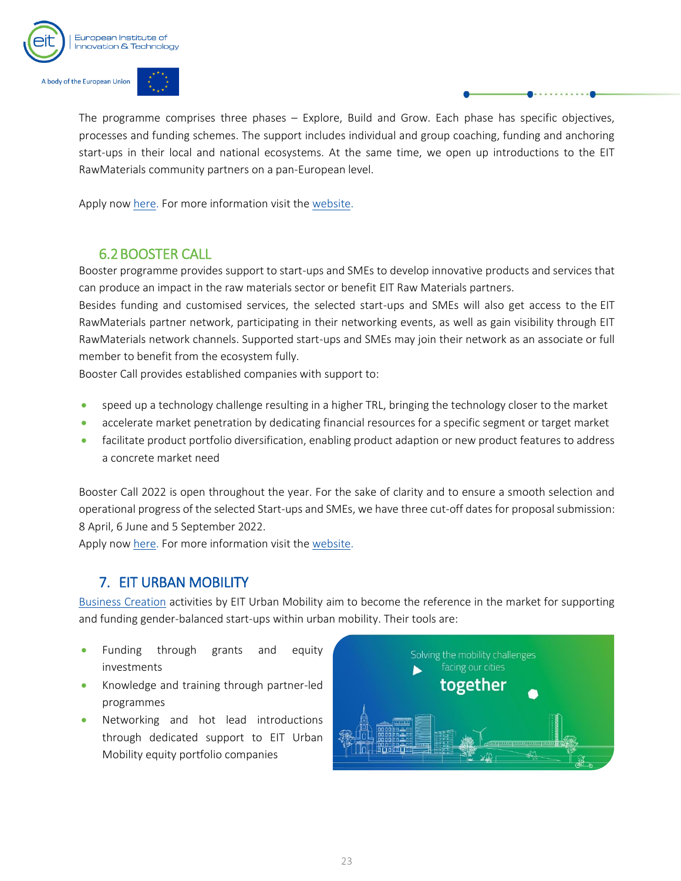The programme comprises three phases – Explore, Build and Grow. Each phase has specific objectives, processes and funding schemes. The support includes individual and group coaching, funding and anchoring start-ups in their local and national ecosystems. At the same time, we open up introductions to the EIT RawMaterials community partners on a pan-European level.

Apply now here. For more information visit the website.

## 6.2 BOOSTER CALL

Booster programme provides support to start-ups and SMEs to develop innovative products and services that can produce an impact in the raw materials sector or benefit EIT Raw Materials partners.

Besides funding and customised services, the selected start-ups and SMEs will also get access to the EIT RawMaterials partner network, participating in their networking events, as well as gain visibility through EIT RawMaterials network channels. Supported start-ups and SMEs may join their network as an associate or full member to benefit from the ecosystem fully.

Booster Call provides established companies with support to:

- speed up a technology challenge resulting in a higher TRL, bringing the technology closer to the market
- accelerate market penetration by dedicating financial resources for a specific segment or target market
- facilitate product portfolio diversification, enabling product adaption or new product features to address a concrete market need

Booster Call 2022 is open throughout the year. For the sake of clarity and to ensure a smooth selection and operational progress of the selected Start-ups and SMEs, we have three cut-off dates for proposal submission: 8 April, 6 June and 5 September 2022.

Apply now here. For more information visit the website.

# 7. EIT URBAN MOBILITY

Business Creation activities by EIT Urban Mobility aim to become the reference in the market for supporting and funding gender-balanced start-ups within urban mobility. Their tools are:

- Funding through grants and equity investments
- Knowledge and training through partner-led programmes
- Networking and hot lead introductions through dedicated support to EIT Urban Mobility equity portfolio companies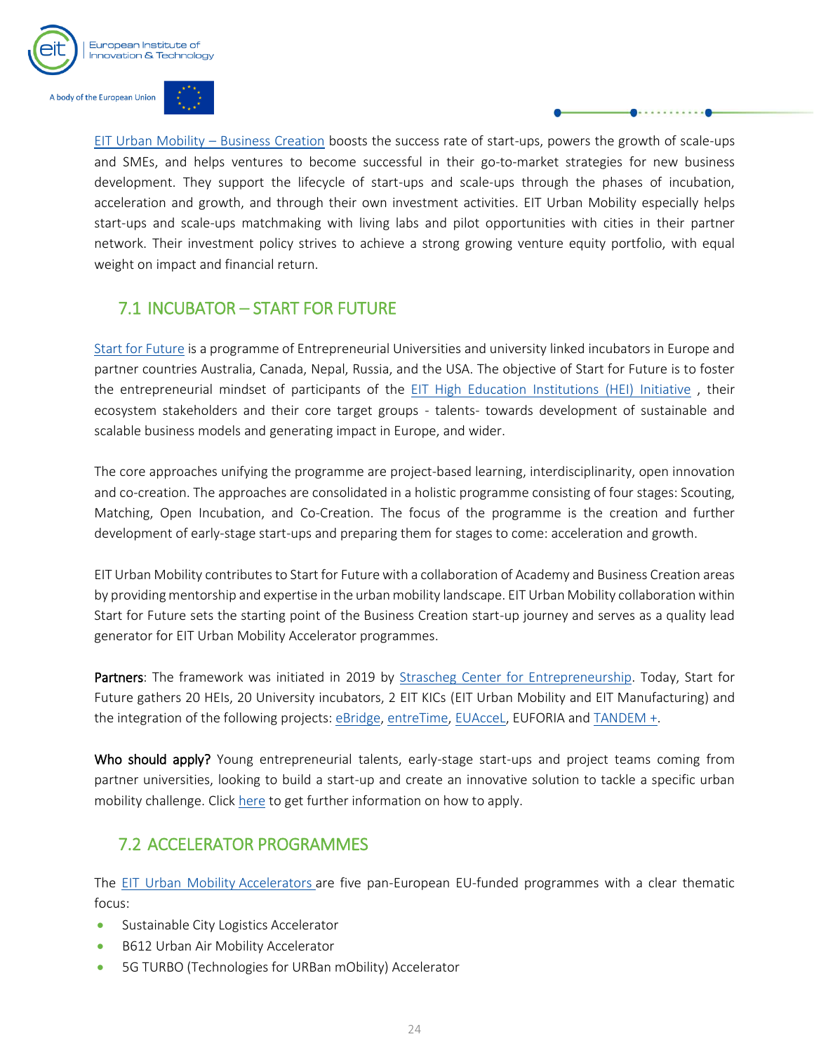EIT Urban Mobility – Business Creation boosts the success rate of start-ups, powers the growth of scale-ups and SMEs, and helps ventures to become successful in their go-to-market strategies for new business development. They support the lifecycle of start-ups and scale-ups through the phases of incubation, acceleration and growth, and through their own investment activities. EIT Urban Mobility especially helps start-ups and scale-ups matchmaking with living labs and pilot opportunities with cities in their partner network. Their investment policy strives to achieve a strong growing venture equity portfolio, with equal weight on impact and financial return.

## 7.1 INCUBATOR – START FOR FUTURE

Start for Future is a programme of Entrepreneurial Universities and university linked incubators in Europe and partner countries Australia, Canada, Nepal, Russia, and the USA. The objective of Start for Future is to foster the entrepreneurial mindset of participants of the EIT High Education Institutions (HEI) Initiative , their ecosystem stakeholders and their core target groups - talents- towards development of sustainable and scalable business models and generating impact in Europe, and wider.

The core approaches unifying the programme are project-based learning, interdisciplinarity, open innovation and co-creation. The approaches are consolidated in a holistic programme consisting of four stages: Scouting, Matching, Open Incubation, and Co-Creation. The focus of the programme is the creation and further development of early-stage start-ups and preparing them for stages to come: acceleration and growth.

EIT Urban Mobility contributes to Start for Future with a collaboration of Academy and Business Creation areas by providing mentorship and expertise in the urban mobility landscape. EIT Urban Mobility collaboration within Start for Future sets the starting point of the Business Creation start-up journey and serves as a quality lead generator for EIT Urban Mobility Accelerator programmes.

**Partners**: The framework was initiated in 2019 by Strascheg Center for Entrepreneurship. Today, Start for Future gathers 20 HEIs, 20 University incubators, 2 EIT KICs (EIT Urban Mobility and EIT Manufacturing) and the integration of the following projects: eBridge, entreTime, EUAcceL, EUFORIA and TANDEM +.

**Who should apply?** Young entrepreneurial talents, early-stage start-ups and project teams coming from partner universities, looking to build a start-up and create an innovative solution to tackle a specific urban mobility challenge. Click here to get further information on how to apply.

## 7.2 ACCELERATOR PROGRAMMES

The EIT Urban Mobility Accelerators are five pan-European EU-funded programmes with a clear thematic focus:

- Sustainable City Logistics Accelerator
- B612 Urban Air Mobility Accelerator
- 5G TURBO (Technologies for URBan mObility) Accelerator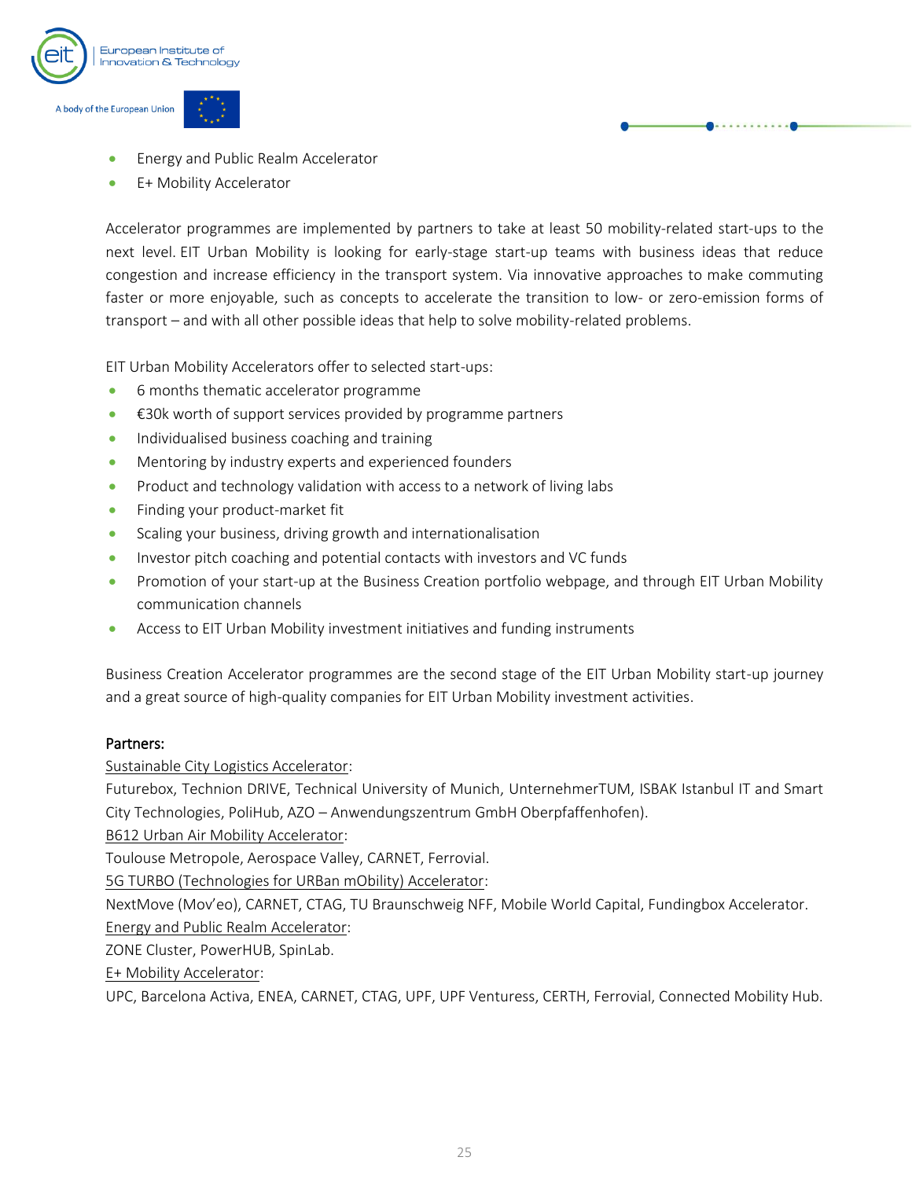- Energy and Public Realm Accelerator
- E+ Mobility Accelerator

Accelerator programmes are implemented by partners to take at least 50 mobility-related start-ups to the next level. EIT Urban Mobility is looking for early-stage start-up teams with business ideas that reduce congestion and increase efficiency in the transport system. Via innovative approaches to make commuting faster or more enjoyable, such as concepts to accelerate the transition to low- or zero-emission forms of transport – and with all other possible ideas that help to solve mobility-related problems.

EIT Urban Mobility Accelerators offer to selected start-ups:

- 6 months thematic accelerator programme
- €30k worth of support services provided by programme partners
- Individualised business coaching and training
- Mentoring by industry experts and experienced founders
- Product and technology validation with access to a network of living labs
- Finding your product-market fit
- Scaling your business, driving growth and internationalisation
- Investor pitch coaching and potential contacts with investors and VC funds
- Promotion of your start-up at the Business Creation portfolio webpage, and through EIT Urban Mobility communication channels
- Access to EIT Urban Mobility investment initiatives and funding instruments

Business Creation Accelerator programmes are the second stage of the EIT Urban Mobility start-up journey and a great source of high-quality companies for EIT Urban Mobility investment activities.

**Partners:**

Sustainable City Logistics Accelerator:
Futurebox, Technion DRIVE, Technical University of Munich, UnternehmerTUM, ISBAK Istanbul IT and Smart City Technologies, PoliHub, AZO – Anwendungszentrum GmbH Oberpfaffenhofen).

B612 Urban Air Mobility Accelerator:
Toulouse Metropole, Aerospace Valley, CARNET, Ferrovial.

5G TURBO (Technologies for URBan mObility) Accelerator:
NextMove (Mov'eo), CARNET, CTAG, TU Braunschweig NFF, Mobile World Capital, Fundingbox Accelerator.

Energy and Public Realm Accelerator:
ZONE Cluster, PowerHUB, SpinLab.

E+ Mobility Accelerator:
UPC, Barcelona Activa, ENEA, CARNET, CTAG, UPF, UPF Venturess, CERTH, Ferrovial, Connected Mobility Hub.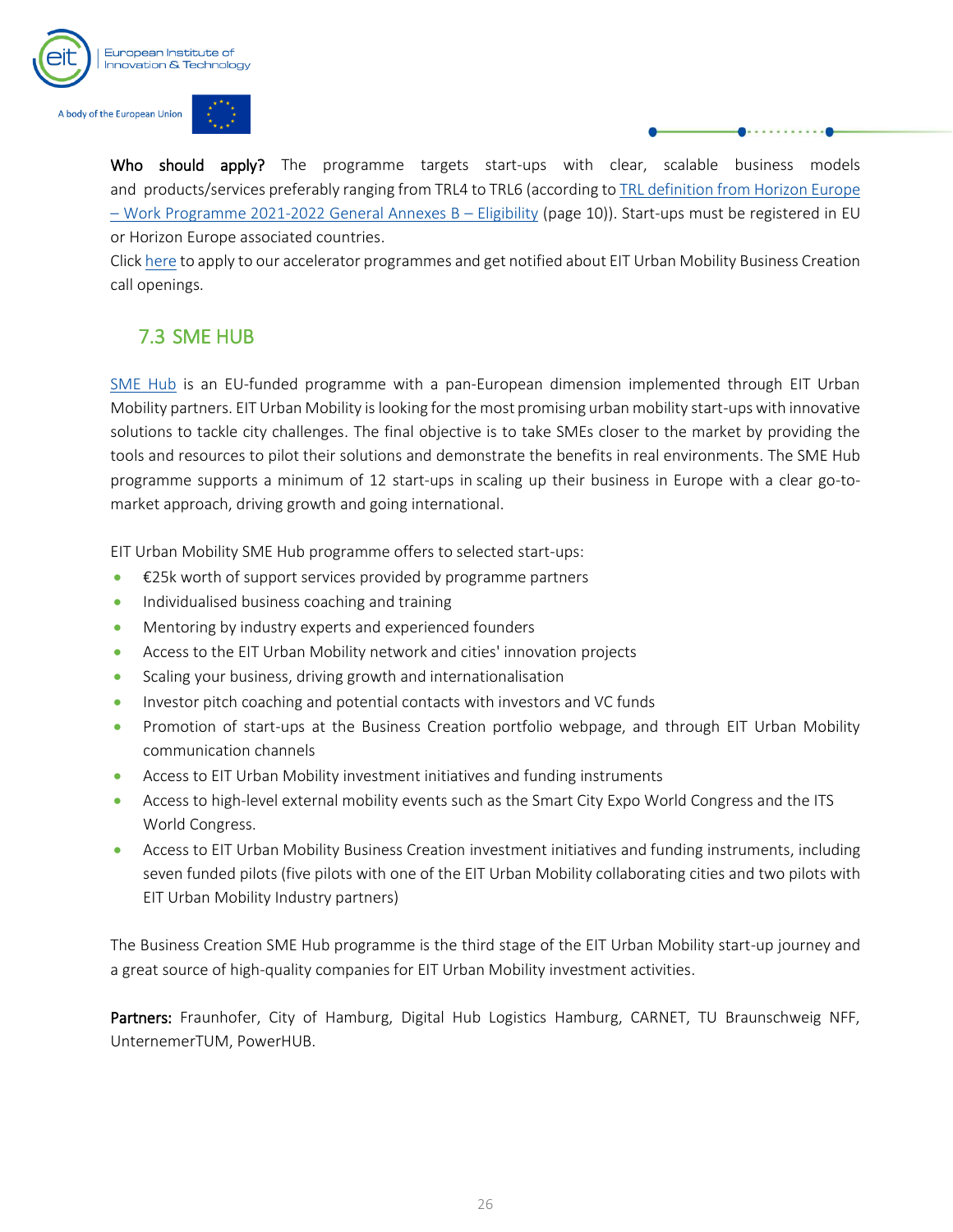**Who should apply?** The programme targets start-ups with clear, scalable business models and products/services preferably ranging from TRL4 to TRL6 (according to [TRL definition from Horizon Europe – Work Programme 2021-2022 General Annexes B – Eligibility](#) (page 10)). Start-ups must be registered in EU or Horizon Europe associated countries.

Click [here](#) to apply to our accelerator programmes and get notified about EIT Urban Mobility Business Creation call openings.

## 7.3 SME HUB

[SME Hub](#) is an EU-funded programme with a pan-European dimension implemented through EIT Urban Mobility partners. EIT Urban Mobility is looking for the most promising urban mobility start-ups with innovative solutions to tackle city challenges. The final objective is to take SMEs closer to the market by providing the tools and resources to pilot their solutions and demonstrate the benefits in real environments. The SME Hub programme supports a minimum of 12 start-ups in scaling up their business in Europe with a clear go-to-market approach, driving growth and going international.

EIT Urban Mobility SME Hub programme offers to selected start-ups:

- €25k worth of support services provided by programme partners
- Individualised business coaching and training
- Mentoring by industry experts and experienced founders
- Access to the EIT Urban Mobility network and cities' innovation projects
- Scaling your business, driving growth and internationalisation
- Investor pitch coaching and potential contacts with investors and VC funds
- Promotion of start-ups at the Business Creation portfolio webpage, and through EIT Urban Mobility communication channels
- Access to EIT Urban Mobility investment initiatives and funding instruments
- Access to high-level external mobility events such as the Smart City Expo World Congress and the ITS World Congress.
- Access to EIT Urban Mobility Business Creation investment initiatives and funding instruments, including seven funded pilots (five pilots with one of the EIT Urban Mobility collaborating cities and two pilots with EIT Urban Mobility Industry partners)

The Business Creation SME Hub programme is the third stage of the EIT Urban Mobility start-up journey and a great source of high-quality companies for EIT Urban Mobility investment activities.

**Partners:** Fraunhofer, City of Hamburg, Digital Hub Logistics Hamburg, CARNET, TU Braunschweig NFF, UnternemerTUM, PowerHUB.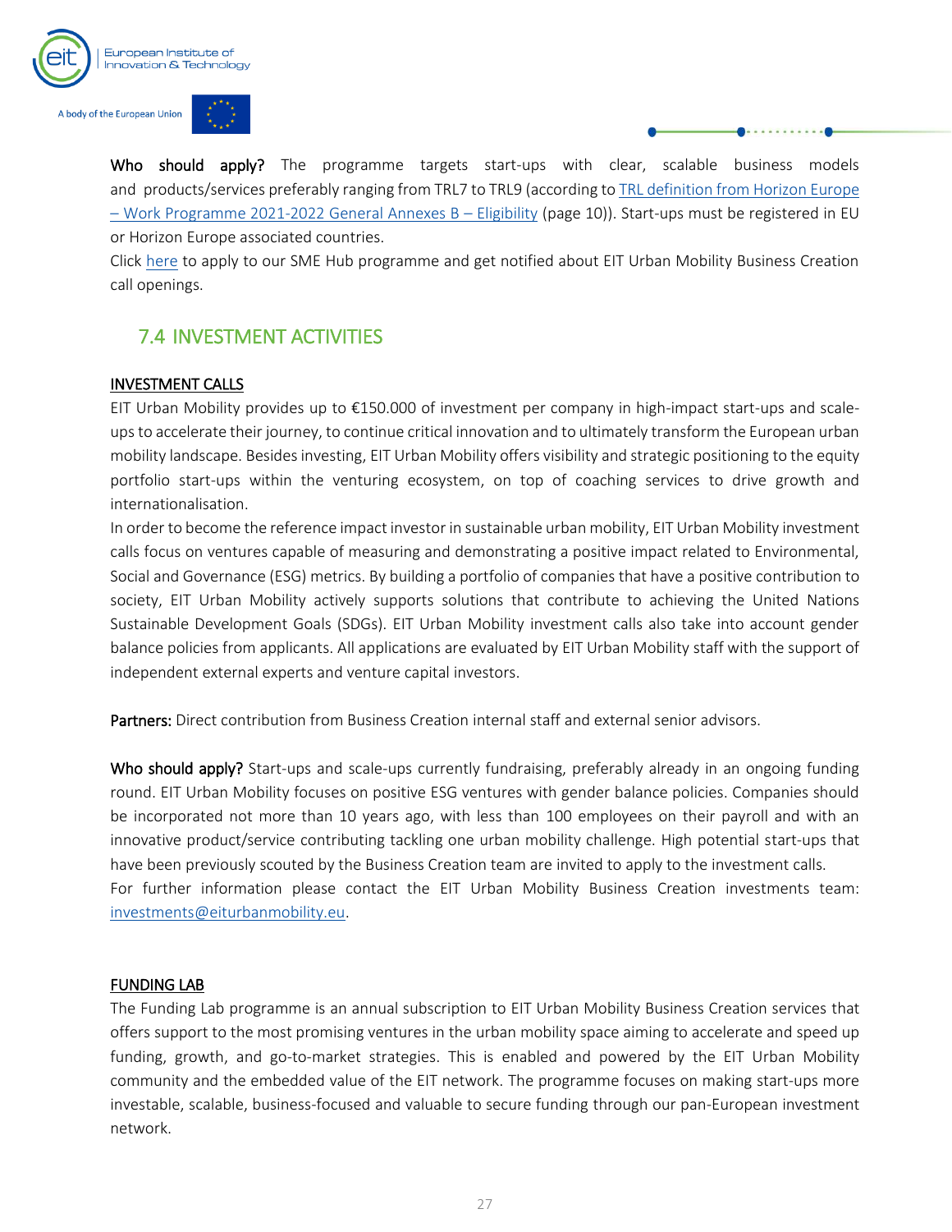**Who should apply?** The programme targets start-ups with clear, scalable business models and products/services preferably ranging from TRL7 to TRL9 (according to [TRL definition from Horizon Europe – Work Programme 2021-2022 General Annexes B – Eligibility](#) (page 10)). Start-ups must be registered in EU or Horizon Europe associated countries.

Click [here](#) to apply to our SME Hub programme and get notified about EIT Urban Mobility Business Creation call openings.

## 7.4 INVESTMENT ACTIVITIES

### INVESTMENT CALLS

EIT Urban Mobility provides up to €150.000 of investment per company in high-impact start-ups and scale-ups to accelerate their journey, to continue critical innovation and to ultimately transform the European urban mobility landscape. Besides investing, EIT Urban Mobility offers visibility and strategic positioning to the equity portfolio start-ups within the venturing ecosystem, on top of coaching services to drive growth and internationalisation.

In order to become the reference impact investor in sustainable urban mobility, EIT Urban Mobility investment calls focus on ventures capable of measuring and demonstrating a positive impact related to Environmental, Social and Governance (ESG) metrics. By building a portfolio of companies that have a positive contribution to society, EIT Urban Mobility actively supports solutions that contribute to achieving the United Nations Sustainable Development Goals (SDGs). EIT Urban Mobility investment calls also take into account gender balance policies from applicants. All applications are evaluated by EIT Urban Mobility staff with the support of independent external experts and venture capital investors.

**Partners:** Direct contribution from Business Creation internal staff and external senior advisors.

**Who should apply?** Start-ups and scale-ups currently fundraising, preferably already in an ongoing funding round. EIT Urban Mobility focuses on positive ESG ventures with gender balance policies. Companies should be incorporated not more than 10 years ago, with less than 100 employees on their payroll and with an innovative product/service contributing tackling one urban mobility challenge. High potential start-ups that have been previously scouted by the Business Creation team are invited to apply to the investment calls.

For further information please contact the EIT Urban Mobility Business Creation investments team: [investments@eiturbanmobility.eu](mailto:investments@eiturbanmobility.eu).

### FUNDING LAB

The Funding Lab programme is an annual subscription to EIT Urban Mobility Business Creation services that offers support to the most promising ventures in the urban mobility space aiming to accelerate and speed up funding, growth, and go-to-market strategies. This is enabled and powered by the EIT Urban Mobility community and the embedded value of the EIT network. The programme focuses on making start-ups more investable, scalable, business-focused and valuable to secure funding through our pan-European investment network.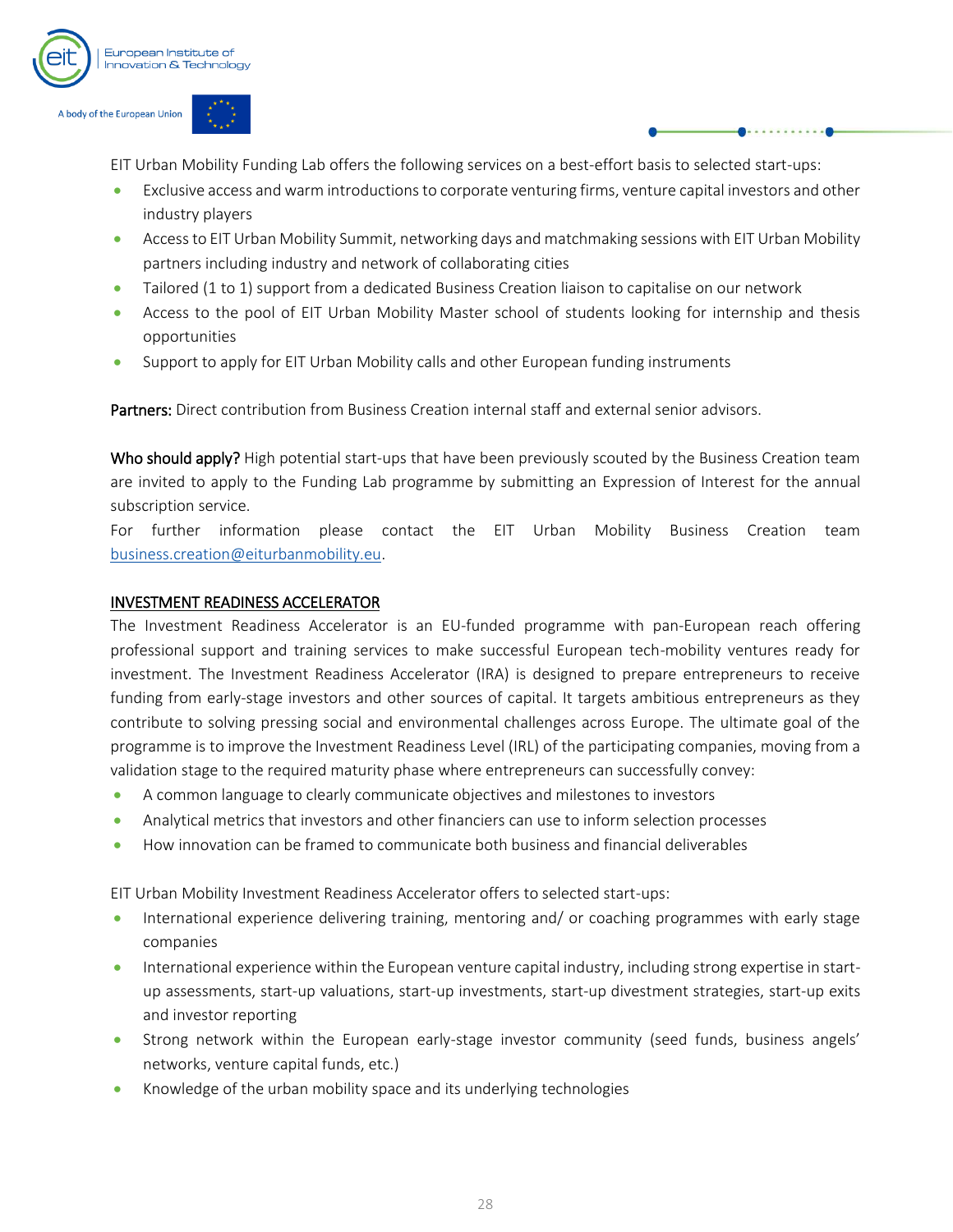EIT Urban Mobility Funding Lab offers the following services on a best-effort basis to selected start-ups:

- Exclusive access and warm introductions to corporate venturing firms, venture capital investors and other industry players
- Access to EIT Urban Mobility Summit, networking days and matchmaking sessions with EIT Urban Mobility partners including industry and network of collaborating cities
- Tailored (1 to 1) support from a dedicated Business Creation liaison to capitalise on our network
- Access to the pool of EIT Urban Mobility Master school of students looking for internship and thesis opportunities
- Support to apply for EIT Urban Mobility calls and other European funding instruments

**Partners:** Direct contribution from Business Creation internal staff and external senior advisors.

**Who should apply?** High potential start-ups that have been previously scouted by the Business Creation team are invited to apply to the Funding Lab programme by submitting an Expression of Interest for the annual subscription service.
For further information please contact the EIT Urban Mobility Business Creation team business.creation@eiturbanmobility.eu.

## INVESTMENT READINESS ACCELERATOR

The Investment Readiness Accelerator is an EU-funded programme with pan-European reach offering professional support and training services to make successful European tech-mobility ventures ready for investment. The Investment Readiness Accelerator (IRA) is designed to prepare entrepreneurs to receive funding from early-stage investors and other sources of capital. It targets ambitious entrepreneurs as they contribute to solving pressing social and environmental challenges across Europe. The ultimate goal of the programme is to improve the Investment Readiness Level (IRL) of the participating companies, moving from a validation stage to the required maturity phase where entrepreneurs can successfully convey:

- A common language to clearly communicate objectives and milestones to investors
- Analytical metrics that investors and other financiers can use to inform selection processes
- How innovation can be framed to communicate both business and financial deliverables

EIT Urban Mobility Investment Readiness Accelerator offers to selected start-ups:

- International experience delivering training, mentoring and/ or coaching programmes with early stage companies
- International experience within the European venture capital industry, including strong expertise in start-up assessments, start-up valuations, start-up investments, start-up divestment strategies, start-up exits and investor reporting
- Strong network within the European early-stage investor community (seed funds, business angels' networks, venture capital funds, etc.)
- Knowledge of the urban mobility space and its underlying technologies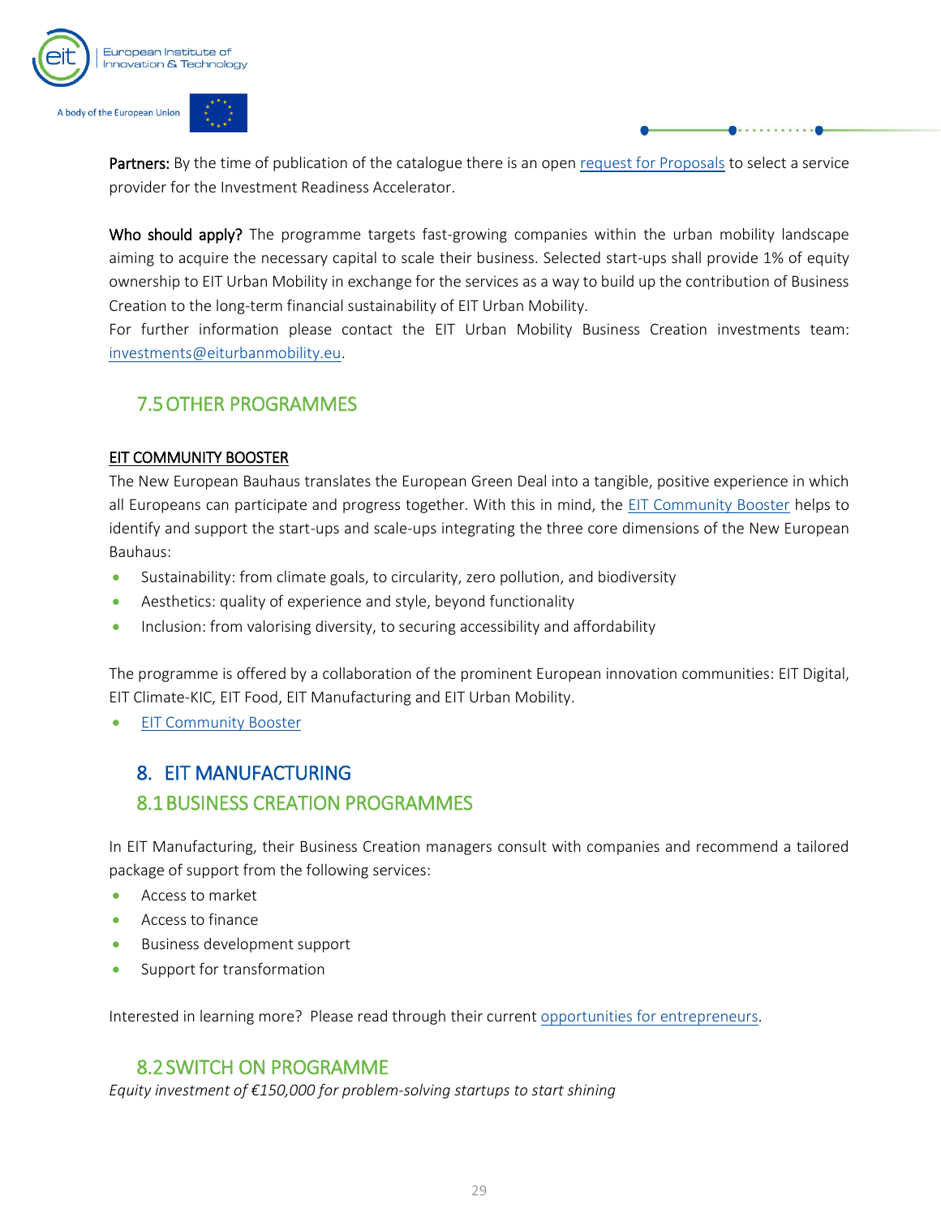**Partners:** By the time of publication of the catalogue there is an open [request for Proposals](#) to select a service provider for the Investment Readiness Accelerator.

**Who should apply?** The programme targets fast-growing companies within the urban mobility landscape aiming to acquire the necessary capital to scale their business. Selected start-ups shall provide 1% of equity ownership to EIT Urban Mobility in exchange for the services as a way to build up the contribution of Business Creation to the long-term financial sustainability of EIT Urban Mobility.
For further information please contact the EIT Urban Mobility Business Creation investments team: investments@eiturbanmobility.eu.

### 7.5 OTHER PROGRAMMES

**EIT COMMUNITY BOOSTER**

The New European Bauhaus translates the European Green Deal into a tangible, positive experience in which all Europeans can participate and progress together. With this in mind, the [EIT Community Booster](#) helps to identify and support the start-ups and scale-ups integrating the three core dimensions of the New European Bauhaus:

- Sustainability: from climate goals, to circularity, zero pollution, and biodiversity
- Aesthetics: quality of experience and style, beyond functionality
- Inclusion: from valorising diversity, to securing accessibility and affordability

The programme is offered by a collaboration of the prominent European innovation communities: EIT Digital, EIT Climate-KIC, EIT Food, EIT Manufacturing and EIT Urban Mobility.

- [EIT Community Booster](#)

## 8. EIT MANUFACTURING

### 8.1 BUSINESS CREATION PROGRAMMES

In EIT Manufacturing, their Business Creation managers consult with companies and recommend a tailored package of support from the following services:

- Access to market
- Access to finance
- Business development support
- Support for transformation

Interested in learning more? Please read through their current [opportunities for entrepreneurs](#).

### 8.2 SWITCH ON PROGRAMME

*Equity investment of €150,000 for problem-solving startups to start shining*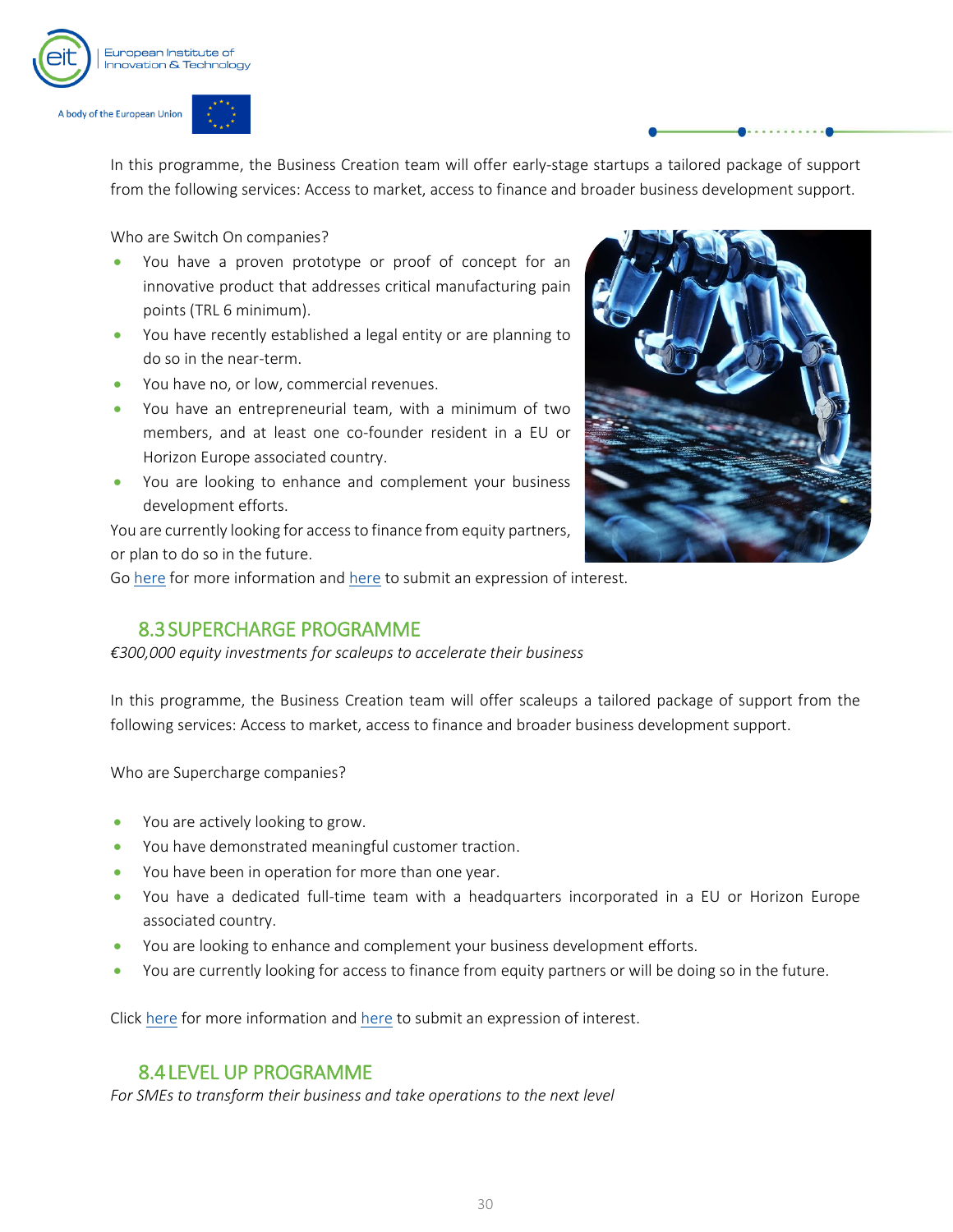In this programme, the Business Creation team will offer early-stage startups a tailored package of support from the following services: Access to market, access to finance and broader business development support.

Who are Switch On companies?

- You have a proven prototype or proof of concept for an innovative product that addresses critical manufacturing pain points (TRL 6 minimum).
- You have recently established a legal entity or are planning to do so in the near-term.
- You have no, or low, commercial revenues.
- You have an entrepreneurial team, with a minimum of two members, and at least one co-founder resident in a EU or Horizon Europe associated country.
- You are looking to enhance and complement your business development efforts.

You are currently looking for access to finance from equity partners, or plan to do so in the future.

Go here for more information and here to submit an expression of interest.

## 8.3 SUPERCHARGE PROGRAMME

*€300,000 equity investments for scaleups to accelerate their business*

In this programme, the Business Creation team will offer scaleups a tailored package of support from the following services: Access to market, access to finance and broader business development support.

Who are Supercharge companies?

- You are actively looking to grow.
- You have demonstrated meaningful customer traction.
- You have been in operation for more than one year.
- You have a dedicated full-time team with a headquarters incorporated in a EU or Horizon Europe associated country.
- You are looking to enhance and complement your business development efforts.
- You are currently looking for access to finance from equity partners or will be doing so in the future.

Click here for more information and here to submit an expression of interest.

## 8.4 LEVEL UP PROGRAMME

*For SMEs to transform their business and take operations to the next level*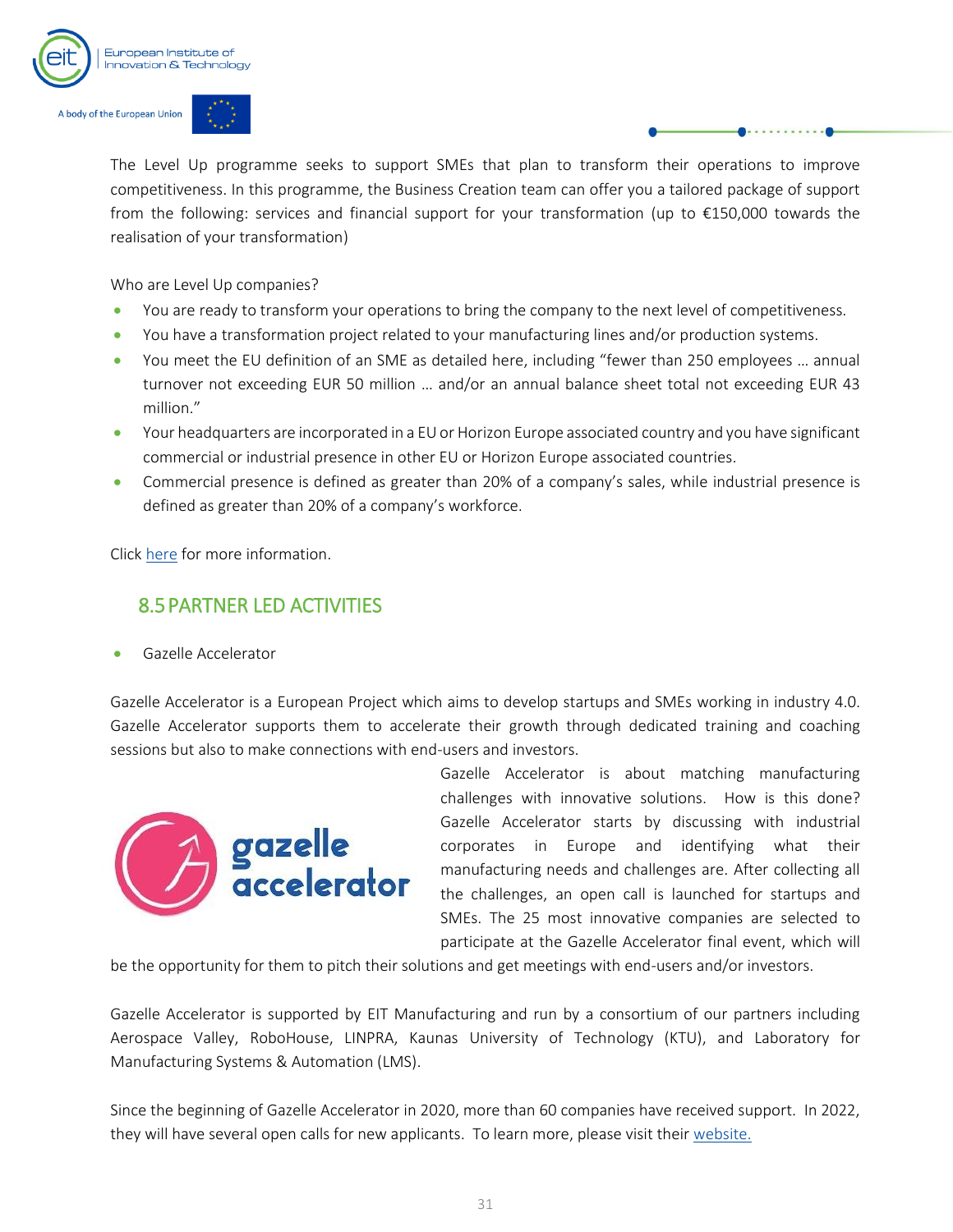The Level Up programme seeks to support SMEs that plan to transform their operations to improve competitiveness. In this programme, the Business Creation team can offer you a tailored package of support from the following: services and financial support for your transformation (up to €150,000 towards the realisation of your transformation)

Who are Level Up companies?

- You are ready to transform your operations to bring the company to the next level of competitiveness.
- You have a transformation project related to your manufacturing lines and/or production systems.
- You meet the EU definition of an SME as detailed here, including "fewer than 250 employees … annual turnover not exceeding EUR 50 million … and/or an annual balance sheet total not exceeding EUR 43 million."
- Your headquarters are incorporated in a EU or Horizon Europe associated country and you have significant commercial or industrial presence in other EU or Horizon Europe associated countries.
- Commercial presence is defined as greater than 20% of a company's sales, while industrial presence is defined as greater than 20% of a company's workforce.

Click here for more information.

## 8.5 PARTNER LED ACTIVITIES

- Gazelle Accelerator

Gazelle Accelerator is a European Project which aims to develop startups and SMEs working in industry 4.0. Gazelle Accelerator supports them to accelerate their growth through dedicated training and coaching sessions but also to make connections with end-users and investors.

Gazelle Accelerator is about matching manufacturing challenges with innovative solutions. How is this done? Gazelle Accelerator starts by discussing with industrial corporates in Europe and identifying what their manufacturing needs and challenges are. After collecting all the challenges, an open call is launched for startups and SMEs. The 25 most innovative companies are selected to participate at the Gazelle Accelerator final event, which will be the opportunity for them to pitch their solutions and get meetings with end-users and/or investors.

Gazelle Accelerator is supported by EIT Manufacturing and run by a consortium of our partners including Aerospace Valley, RoboHouse, LINPRA, Kaunas University of Technology (KTU), and Laboratory for Manufacturing Systems & Automation (LMS).

Since the beginning of Gazelle Accelerator in 2020, more than 60 companies have received support. In 2022, they will have several open calls for new applicants. To learn more, please visit their website.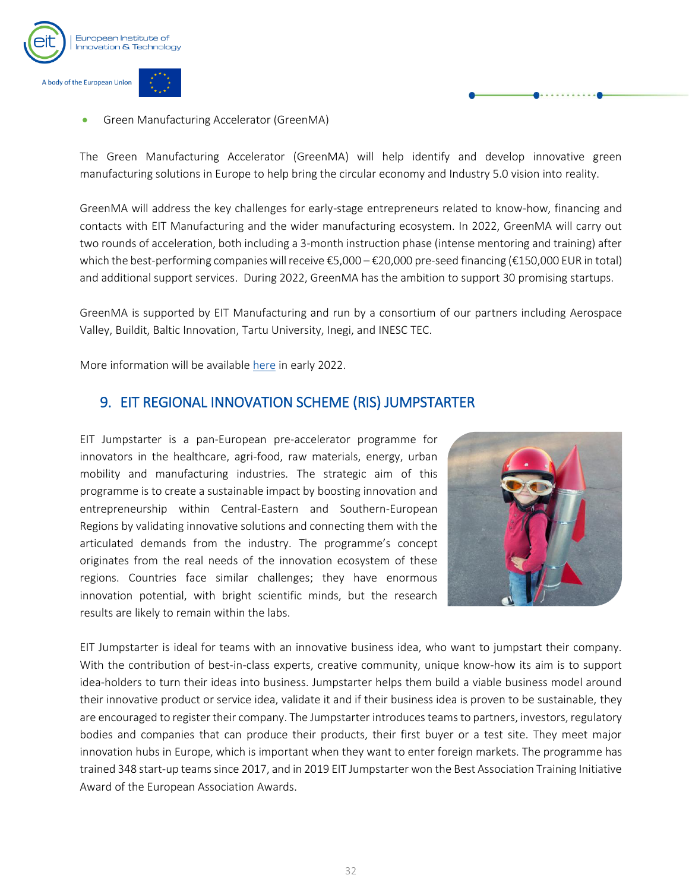- Green Manufacturing Accelerator (GreenMA)

The Green Manufacturing Accelerator (GreenMA) will help identify and develop innovative green manufacturing solutions in Europe to help bring the circular economy and Industry 5.0 vision into reality.

GreenMA will address the key challenges for early-stage entrepreneurs related to know-how, financing and contacts with EIT Manufacturing and the wider manufacturing ecosystem. In 2022, GreenMA will carry out two rounds of acceleration, both including a 3-month instruction phase (intense mentoring and training) after which the best-performing companies will receive €5,000 – €20,000 pre-seed financing (€150,000 EUR in total) and additional support services. During 2022, GreenMA has the ambition to support 30 promising startups.

GreenMA is supported by EIT Manufacturing and run by a consortium of our partners including Aerospace Valley, Buildit, Baltic Innovation, Tartu University, Inegi, and INESC TEC.

More information will be available here in early 2022.

## 9. EIT REGIONAL INNOVATION SCHEME (RIS) JUMPSTARTER

EIT Jumpstarter is a pan-European pre-accelerator programme for innovators in the healthcare, agri-food, raw materials, energy, urban mobility and manufacturing industries. The strategic aim of this programme is to create a sustainable impact by boosting innovation and entrepreneurship within Central-Eastern and Southern-European Regions by validating innovative solutions and connecting them with the articulated demands from the industry. The programme's concept originates from the real needs of the innovation ecosystem of these regions. Countries face similar challenges; they have enormous innovation potential, with bright scientific minds, but the research results are likely to remain within the labs.

EIT Jumpstarter is ideal for teams with an innovative business idea, who want to jumpstart their company. With the contribution of best-in-class experts, creative community, unique know-how its aim is to support idea-holders to turn their ideas into business. Jumpstarter helps them build a viable business model around their innovative product or service idea, validate it and if their business idea is proven to be sustainable, they are encouraged to register their company. The Jumpstarter introduces teams to partners, investors, regulatory bodies and companies that can produce their products, their first buyer or a test site. They meet major innovation hubs in Europe, which is important when they want to enter foreign markets. The programme has trained 348 start-up teams since 2017, and in 2019 EIT Jumpstarter won the Best Association Training Initiative Award of the European Association Awards.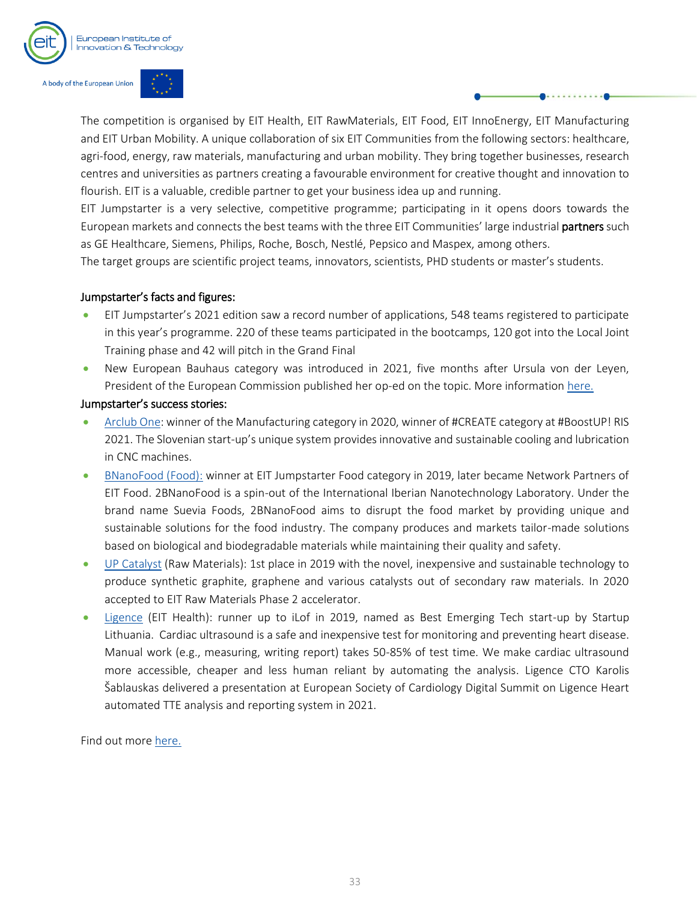The competition is organised by EIT Health, EIT RawMaterials, EIT Food, EIT InnoEnergy, EIT Manufacturing and EIT Urban Mobility. A unique collaboration of six EIT Communities from the following sectors: healthcare, agri-food, energy, raw materials, manufacturing and urban mobility. They bring together businesses, research centres and universities as partners creating a favourable environment for creative thought and innovation to flourish. EIT is a valuable, credible partner to get your business idea up and running.

EIT Jumpstarter is a very selective, competitive programme; participating in it opens doors towards the European markets and connects the best teams with the three EIT Communities' large industrial **partners** such as GE Healthcare, Siemens, Philips, Roche, Bosch, Nestlé, Pepsico and Maspex, among others.

The target groups are scientific project teams, innovators, scientists, PHD students or master's students.

**Jumpstarter's facts and figures:**

- EIT Jumpstarter's 2021 edition saw a record number of applications, 548 teams registered to participate in this year's programme. 220 of these teams participated in the bootcamps, 120 got into the Local Joint Training phase and 42 will pitch in the Grand Final
- New European Bauhaus category was introduced in 2021, five months after Ursula von der Leyen, President of the European Commission published her op-ed on the topic. More information here.

**Jumpstarter's success stories:**

- Arclub One: winner of the Manufacturing category in 2020, winner of #CREATE category at #BoostUP! RIS 2021. The Slovenian start-up's unique system provides innovative and sustainable cooling and lubrication in CNC machines.
- BNanoFood (Food): winner at EIT Jumpstarter Food category in 2019, later became Network Partners of EIT Food. 2BNanoFood is a spin-out of the International Iberian Nanotechnology Laboratory. Under the brand name Suevia Foods, 2BNanoFood aims to disrupt the food market by providing unique and sustainable solutions for the food industry. The company produces and markets tailor-made solutions based on biological and biodegradable materials while maintaining their quality and safety.
- UP Catalyst (Raw Materials): 1st place in 2019 with the novel, inexpensive and sustainable technology to produce synthetic graphite, graphene and various catalysts out of secondary raw materials. In 2020 accepted to EIT Raw Materials Phase 2 accelerator.
- Ligence (EIT Health): runner up to iLof in 2019, named as Best Emerging Tech start-up by Startup Lithuania. Cardiac ultrasound is a safe and inexpensive test for monitoring and preventing heart disease. Manual work (e.g., measuring, writing report) takes 50-85% of test time. We make cardiac ultrasound more accessible, cheaper and less human reliant by automating the analysis. Ligence CTO Karolis Šablauskas delivered a presentation at European Society of Cardiology Digital Summit on Ligence Heart automated TTE analysis and reporting system in 2021.

Find out more here.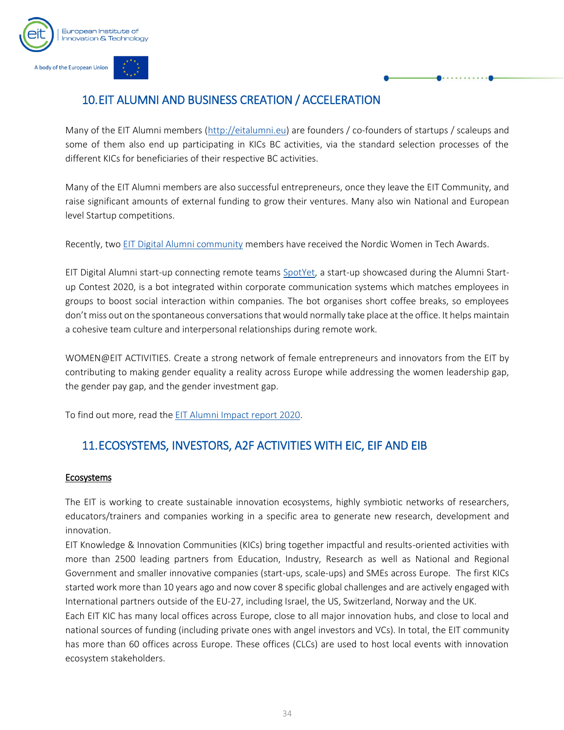## 10. EIT ALUMNI AND BUSINESS CREATION / ACCELERATION

Many of the EIT Alumni members ([http://eitalumni.eu](http://eitalumni.eu)) are founders / co-founders of startups / scaleups and some of them also end up participating in KICs BC activities, via the standard selection processes of the different KICs for beneficiaries of their respective BC activities.

Many of the EIT Alumni members are also successful entrepreneurs, once they leave the EIT Community, and raise significant amounts of external funding to grow their ventures. Many also win National and European level Startup competitions.

Recently, two EIT Digital Alumni community members have received the Nordic Women in Tech Awards.

EIT Digital Alumni start-up connecting remote teams SpotYet, a start-up showcased during the Alumni Start-up Contest 2020, is a bot integrated within corporate communication systems which matches employees in groups to boost social interaction within companies. The bot organises short coffee breaks, so employees don't miss out on the spontaneous conversations that would normally take place at the office. It helps maintain a cohesive team culture and interpersonal relationships during remote work.

WOMEN@EIT ACTIVITIES. Create a strong network of female entrepreneurs and innovators from the EIT by contributing to making gender equality a reality across Europe while addressing the women leadership gap, the gender pay gap, and the gender investment gap.

To find out more, read the EIT Alumni Impact report 2020.

## 11. ECOSYSTEMS, INVESTORS, A2F ACTIVITIES WITH EIC, EIF AND EIB

### Ecosystems

The EIT is working to create sustainable innovation ecosystems, highly symbiotic networks of researchers, educators/trainers and companies working in a specific area to generate new research, development and innovation.

EIT Knowledge & Innovation Communities (KICs) bring together impactful and results-oriented activities with more than 2500 leading partners from Education, Industry, Research as well as National and Regional Government and smaller innovative companies (start-ups, scale-ups) and SMEs across Europe. The first KICs started work more than 10 years ago and now cover 8 specific global challenges and are actively engaged with International partners outside of the EU-27, including Israel, the US, Switzerland, Norway and the UK.

Each EIT KIC has many local offices across Europe, close to all major innovation hubs, and close to local and national sources of funding (including private ones with angel investors and VCs). In total, the EIT community has more than 60 offices across Europe. These offices (CLCs) are used to host local events with innovation ecosystem stakeholders.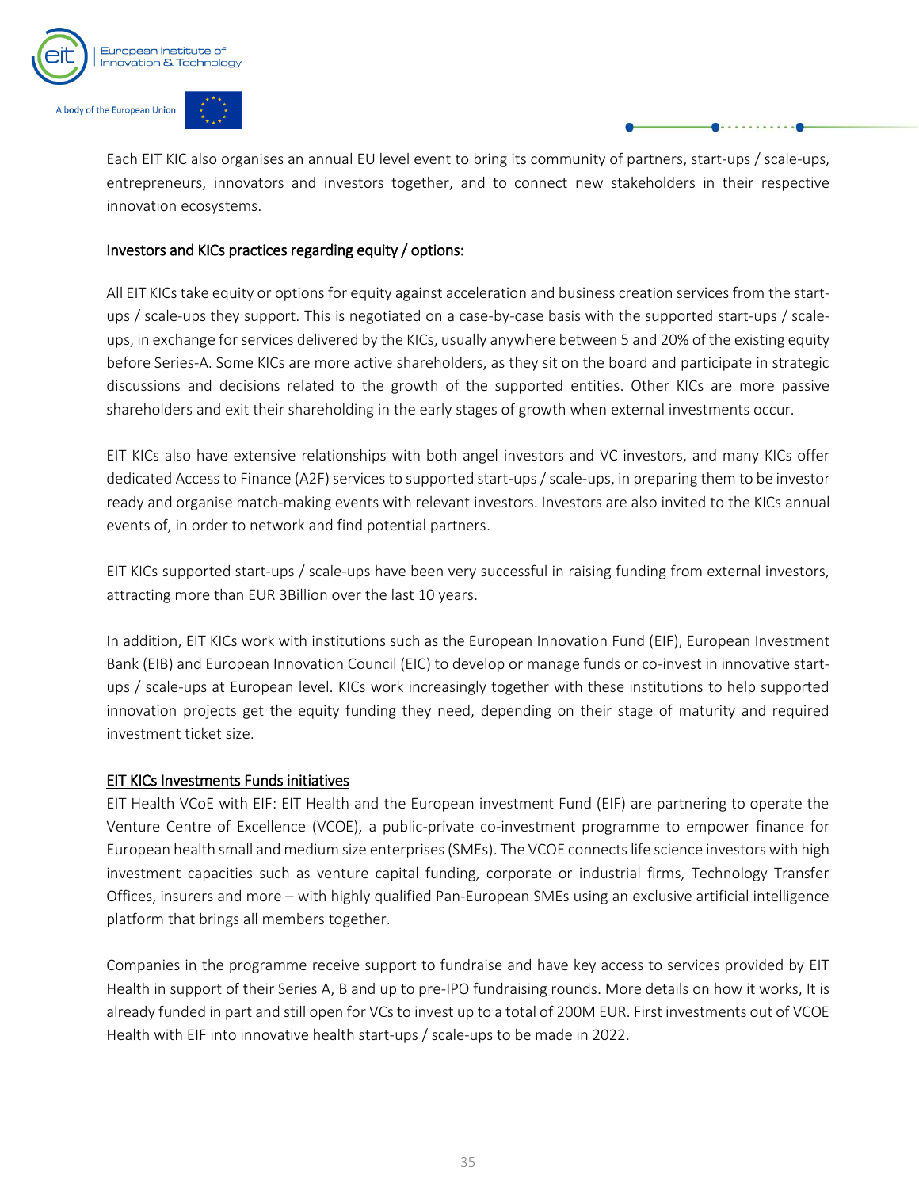Each EIT KIC also organises an annual EU level event to bring its community of partners, start-ups / scale-ups, entrepreneurs, innovators and investors together, and to connect new stakeholders in their respective innovation ecosystems.

<u>Investors and KICs practices regarding equity / options:</u>

All EIT KICs take equity or options for equity against acceleration and business creation services from the start-ups / scale-ups they support. This is negotiated on a case-by-case basis with the supported start-ups / scale-ups, in exchange for services delivered by the KICs, usually anywhere between 5 and 20% of the existing equity before Series-A. Some KICs are more active shareholders, as they sit on the board and participate in strategic discussions and decisions related to the growth of the supported entities. Other KICs are more passive shareholders and exit their shareholding in the early stages of growth when external investments occur.

EIT KICs also have extensive relationships with both angel investors and VC investors, and many KICs offer dedicated Access to Finance (A2F) services to supported start-ups / scale-ups, in preparing them to be investor ready and organise match-making events with relevant investors. Investors are also invited to the KICs annual events of, in order to network and find potential partners.

EIT KICs supported start-ups / scale-ups have been very successful in raising funding from external investors, attracting more than EUR 3Billion over the last 10 years.

In addition, EIT KICs work with institutions such as the European Innovation Fund (EIF), European Investment Bank (EIB) and European Innovation Council (EIC) to develop or manage funds or co-invest in innovative start-ups / scale-ups at European level. KICs work increasingly together with these institutions to help supported innovation projects get the equity funding they need, depending on their stage of maturity and required investment ticket size.

<u>EIT KICs Investments Funds initiatives</u>

EIT Health VCoE with EIF: EIT Health and the European investment Fund (EIF) are partnering to operate the Venture Centre of Excellence (VCOE), a public-private co-investment programme to empower finance for European health small and medium size enterprises (SMEs). The VCOE connects life science investors with high investment capacities such as venture capital funding, corporate or industrial firms, Technology Transfer Offices, insurers and more – with highly qualified Pan-European SMEs using an exclusive artificial intelligence platform that brings all members together.

Companies in the programme receive support to fundraise and have key access to services provided by EIT Health in support of their Series A, B and up to pre-IPO fundraising rounds. More details on how it works, It is already funded in part and still open for VCs to invest up to a total of 200M EUR. First investments out of VCOE Health with EIF into innovative health start-ups / scale-ups to be made in 2022.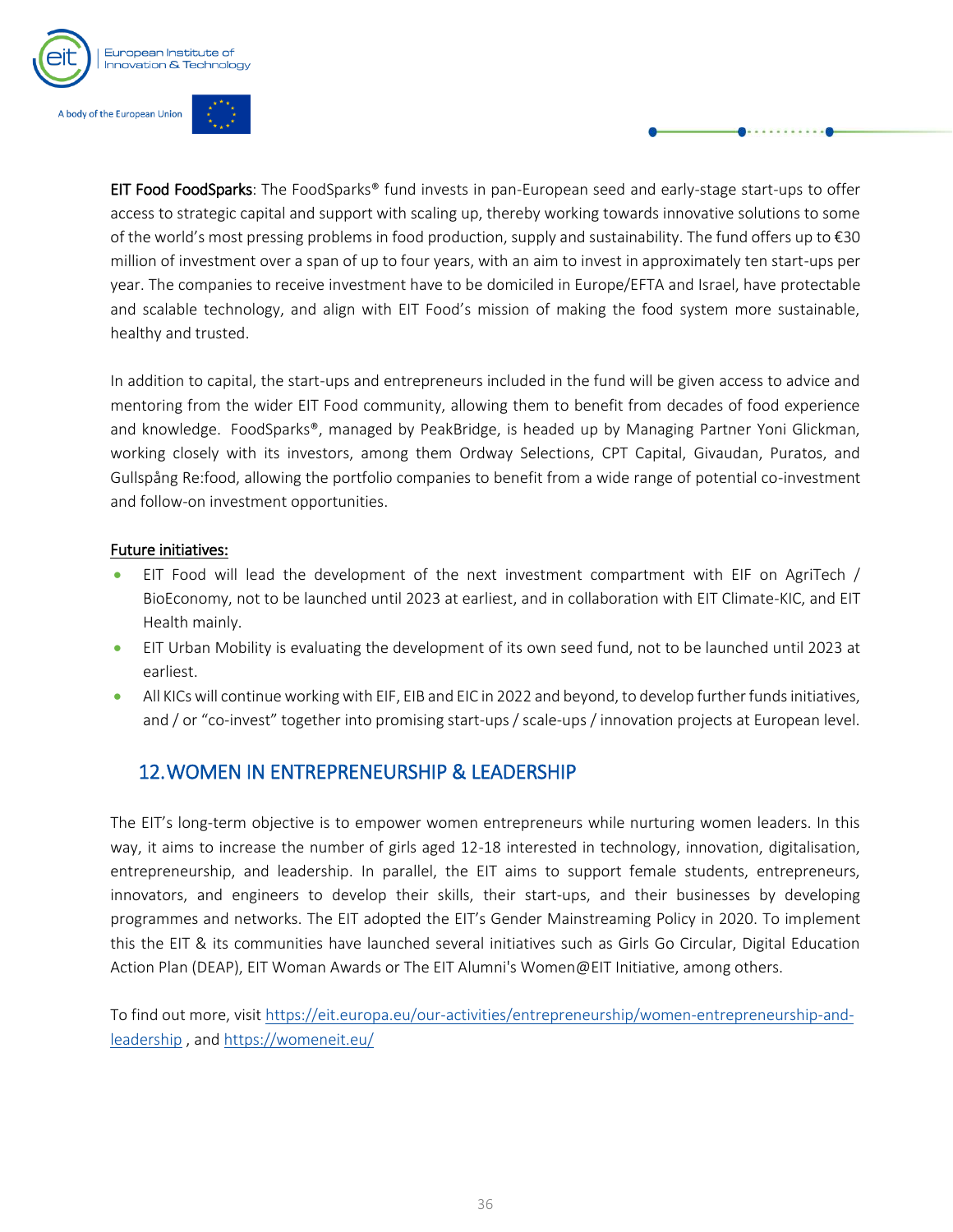**EIT Food FoodSparks**: The FoodSparks® fund invests in pan-European seed and early-stage start-ups to offer access to strategic capital and support with scaling up, thereby working towards innovative solutions to some of the world's most pressing problems in food production, supply and sustainability. The fund offers up to €30 million of investment over a span of up to four years, with an aim to invest in approximately ten start-ups per year. The companies to receive investment have to be domiciled in Europe/EFTA and Israel, have protectable and scalable technology, and align with EIT Food's mission of making the food system more sustainable, healthy and trusted.

In addition to capital, the start-ups and entrepreneurs included in the fund will be given access to advice and mentoring from the wider EIT Food community, allowing them to benefit from decades of food experience and knowledge. FoodSparks®, managed by PeakBridge, is headed up by Managing Partner Yoni Glickman, working closely with its investors, among them Ordway Selections, CPT Capital, Givaudan, Puratos, and Gullspång Re:food, allowing the portfolio companies to benefit from a wide range of potential co-investment and follow-on investment opportunities.

<u>Future initiatives:</u>

- EIT Food will lead the development of the next investment compartment with EIF on AgriTech / BioEconomy, not to be launched until 2023 at earliest, and in collaboration with EIT Climate-KIC, and EIT Health mainly.
- EIT Urban Mobility is evaluating the development of its own seed fund, not to be launched until 2023 at earliest.
- All KICs will continue working with EIF, EIB and EIC in 2022 and beyond, to develop further funds initiatives, and / or "co-invest" together into promising start-ups / scale-ups / innovation projects at European level.

## 12. WOMEN IN ENTREPRENEURSHIP & LEADERSHIP

The EIT's long-term objective is to empower women entrepreneurs while nurturing women leaders. In this way, it aims to increase the number of girls aged 12-18 interested in technology, innovation, digitalisation, entrepreneurship, and leadership. In parallel, the EIT aims to support female students, entrepreneurs, innovators, and engineers to develop their skills, their start-ups, and their businesses by developing programmes and networks. The EIT adopted the EIT's Gender Mainstreaming Policy in 2020. To implement this the EIT & its communities have launched several initiatives such as Girls Go Circular, Digital Education Action Plan (DEAP), EIT Woman Awards or The EIT Alumni's Women@EIT Initiative, among others.

To find out more, visit [https://eit.europa.eu/our-activities/entrepreneurship/women-entrepreneurship-and-leadership](https://eit.europa.eu/our-activities/entrepreneurship/women-entrepreneurship-and-leadership) , and [https://womeneit.eu/](https://womeneit.eu/)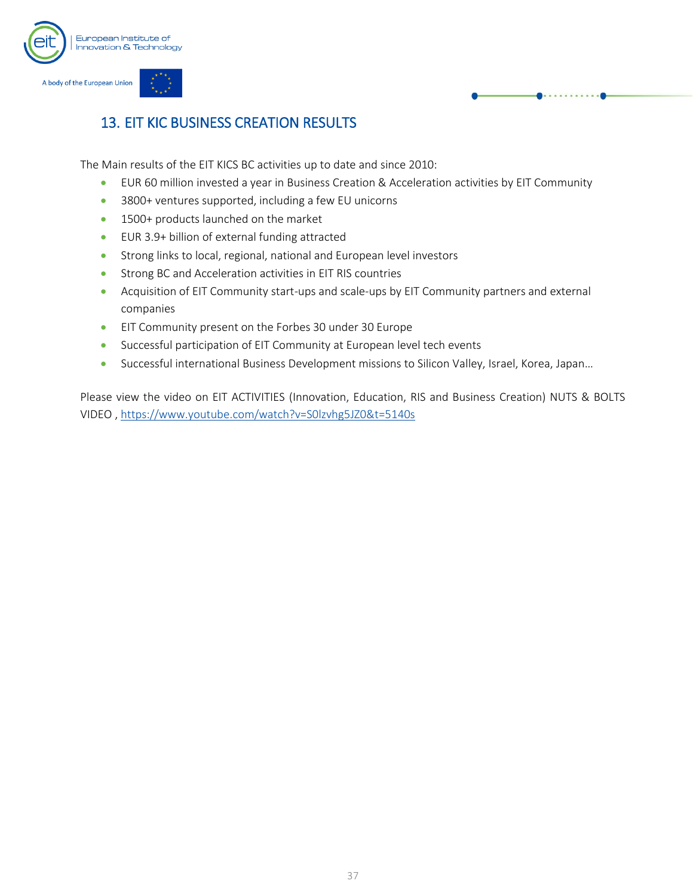## 13. EIT KIC BUSINESS CREATION RESULTS

The Main results of the EIT KICS BC activities up to date and since 2010:

- EUR 60 million invested a year in Business Creation & Acceleration activities by EIT Community
- 3800+ ventures supported, including a few EU unicorns
- 1500+ products launched on the market
- EUR 3.9+ billion of external funding attracted
- Strong links to local, regional, national and European level investors
- Strong BC and Acceleration activities in EIT RIS countries
- Acquisition of EIT Community start-ups and scale-ups by EIT Community partners and external companies
- EIT Community present on the Forbes 30 under 30 Europe
- Successful participation of EIT Community at European level tech events
- Successful international Business Development missions to Silicon Valley, Israel, Korea, Japan…

Please view the video on EIT ACTIVITIES (Innovation, Education, RIS and Business Creation) NUTS & BOLTS VIDEO , [https://www.youtube.com/watch?v=S0lzvhg5JZ0&t=5140s](https://www.youtube.com/watch?v=S0lzvhg5JZ0&t=5140s)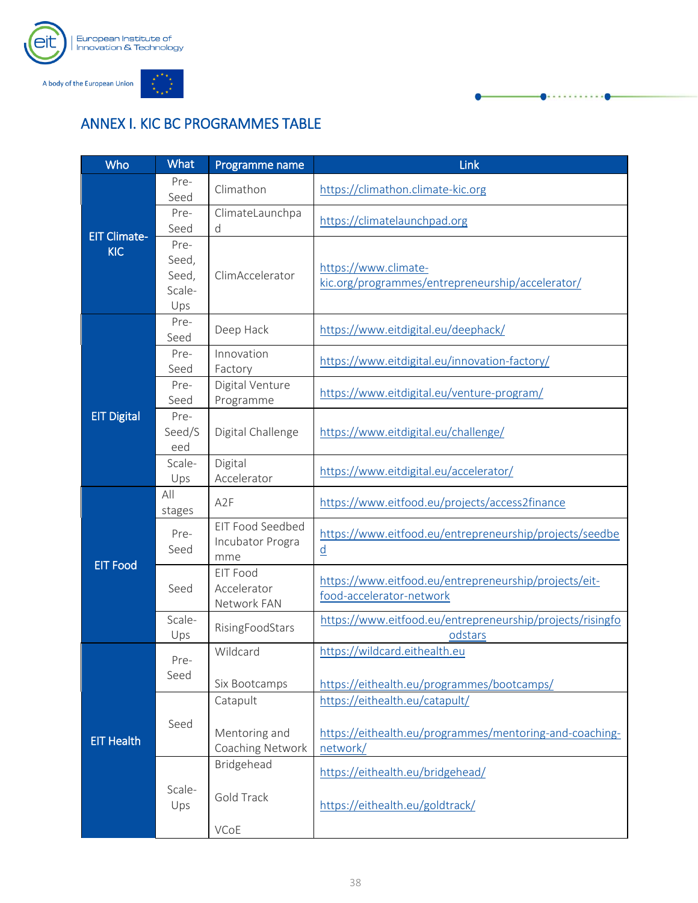## ANNEX I. KIC BC PROGRAMMES TABLE

| Who | What | Programme name | Link |
|---|---|---|---|
| EIT Climate-KIC | Pre-Seed | Climathon | https://climathon.climate-kic.org |
| | Pre-Seed | ClimateLaunchpad | https://climatelaunchpad.org |
| | Pre-Seed, Seed, Scale-Ups | ClimAccelerator | https://www.climate-kic.org/programmes/entrepreneurship/accelerator/ |
| EIT Digital | Pre-Seed | Deep Hack | https://www.eitdigital.eu/deephack/ |
| | Pre-Seed | Innovation Factory | https://www.eitdigital.eu/innovation-factory/ |
| | Pre-Seed | Digital Venture Programme | https://www.eitdigital.eu/venture-program/ |
| | Pre-Seed/Seed | Digital Challenge | https://www.eitdigital.eu/challenge/ |
| | Scale-Ups | Digital Accelerator | https://www.eitdigital.eu/accelerator/ |
| EIT Food | All stages | A2F | https://www.eitfood.eu/projects/access2finance |
| | Pre-Seed | EIT Food Seedbed Incubator Programme | https://www.eitfood.eu/entrepreneurship/projects/seedbed |
| | Seed | EIT Food Accelerator Network FAN | https://www.eitfood.eu/entrepreneurship/projects/eit-food-accelerator-network |
| | Scale-Ups | RisingFoodStars | https://www.eitfood.eu/entrepreneurship/projects/risingfoodstars |
| EIT Health | Pre-Seed | Wildcard<br><br>Six Bootcamps | https://wildcard.eithealth.eu<br><br>https://eithealth.eu/programmes/bootcamps/ |
| | Seed | Catapult<br><br>Mentoring and Coaching Network | https://eithealth.eu/catapult/<br><br>https://eithealth.eu/programmes/mentoring-and-coaching-network/ |
| | Scale-Ups | Bridgehead<br><br>Gold Track<br><br>VCoE | https://eithealth.eu/bridgehead/<br><br>https://eithealth.eu/goldtrack/ |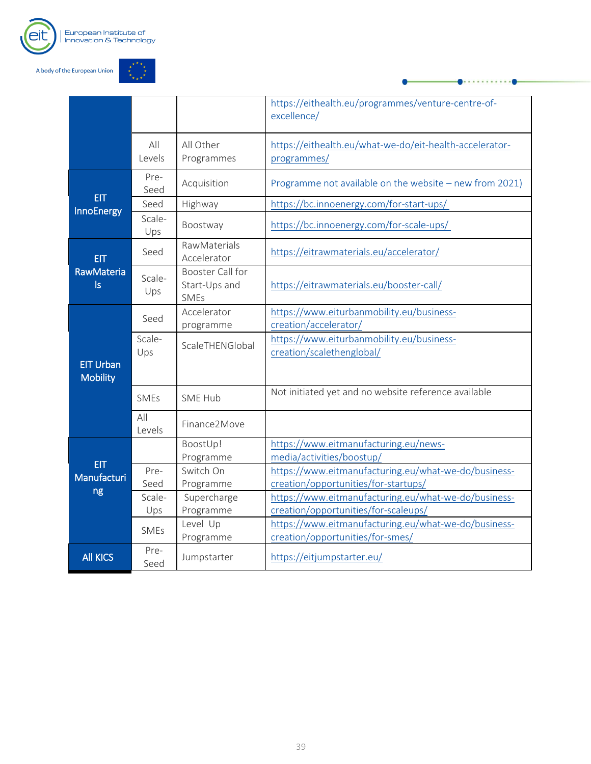| | | | |
|---|---|---|---|
| | | | https://eithealth.eu/programmes/venture-centre-of-excellence/ |
| | All Levels | All Other Programmes | https://eithealth.eu/what-we-do/eit-health-accelerator-programmes/ |
| EIT InnoEnergy | Pre-Seed | Acquisition | Programme not available on the website – new from 2021) |
| | Seed | Highway | https://bc.innoenergy.com/for-start-ups/ |
| | Scale-Ups | Boostway | https://bc.innoenergy.com/for-scale-ups/ |
| EIT RawMaterials | Seed | RawMaterials Accelerator | https://eitrawmaterials.eu/accelerator/ |
| | Scale-Ups | Booster Call for Start-Ups and SMEs | https://eitrawmaterials.eu/booster-call/ |
| EIT Urban Mobility | Seed | Accelerator programme | https://www.eiturbanmobility.eu/business-creation/accelerator/ |
| | Scale-Ups | ScaleTHENGlobal | https://www.eiturbanmobility.eu/business-creation/scalethenglobal/ |
| | SMEs | SME Hub | Not initiated yet and no website reference available |
| | All Levels | Finance2Move | |
| EIT Manufacturing | | BoostUp! Programme | https://www.eitmanufacturing.eu/news-media/activities/boostup/ |
| | Pre-Seed | Switch On Programme | https://www.eitmanufacturing.eu/what-we-do/business-creation/opportunities/for-startups/ |
| | Scale-Ups | Supercharge Programme | https://www.eitmanufacturing.eu/what-we-do/business-creation/opportunities/for-scaleups/ |
| | SMEs | Level Up Programme | https://www.eitmanufacturing.eu/what-we-do/business-creation/opportunities/for-smes/ |
| All KICS | Pre-Seed | Jumpstarter | https://eitjumpstarter.eu/ |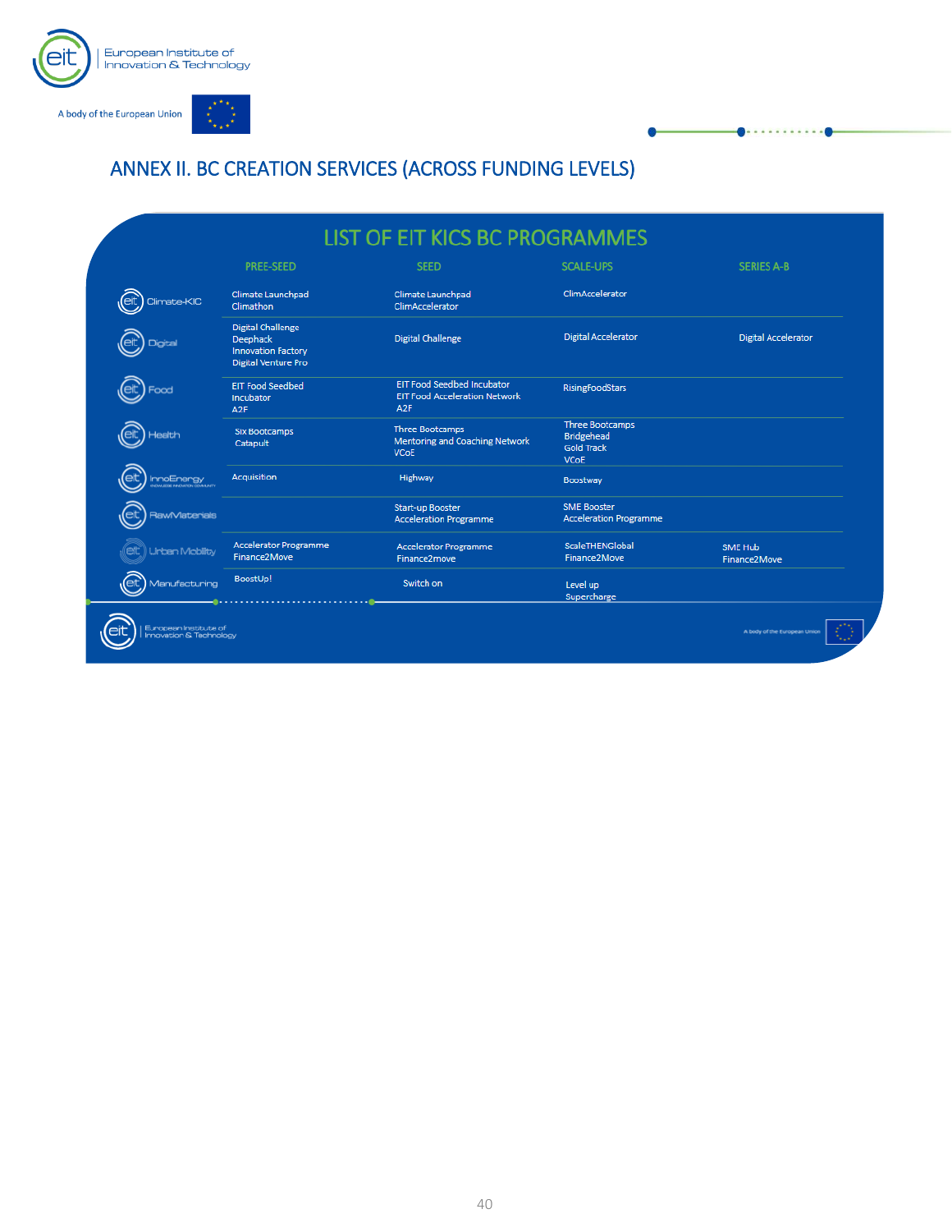# ANNEX II. BC CREATION SERVICES (ACROSS FUNDING LEVELS)

## LIST OF EIT KICS BC PROGRAMMES

| | PREE-SEED | SEED | SCALE-UPS | SERIES A-B |
|---|---|---|---|---|
| Climate-KIC | Climate Launchpad<br>Climathon | Climate Launchpad<br>ClimAccelerator | ClimAccelerator | |
| Digital | Digital Challenge<br>Deephack<br>Innovation Factory<br>Digital Venture Pro | Digital Challenge | Digital Accelerator | Digital Accelerator |
| Food | EIT Food Seedbed<br>Incubator<br>A2F | EIT Food Seedbed Incubator<br>EIT Food Acceleration Network<br>A2F | RisingFoodStars | |
| Health | Six Bootcamps<br>Catapult | Three Bootcamps<br>Mentoring and Coaching Network<br>VCoE | Three Bootcamps<br>Bridgehead<br>Gold Track<br>VCoE | |
| InnoEnergy | Acquisition | Highway | Boostway | |
| RawMaterials | | Start-up Booster<br>Acceleration Programme | SME Booster<br>Acceleration Programme | |
| Urban Mobility | Accelerator Programme<br>Finance2Move | Accelerator Programme<br>Finance2move | ScaleTHENGlobal<br>Finance2Move | SME Hub<br>Finance2Move |
| Manufacturing | BoostUp! | Switch on | Level up<br>Supercharge | |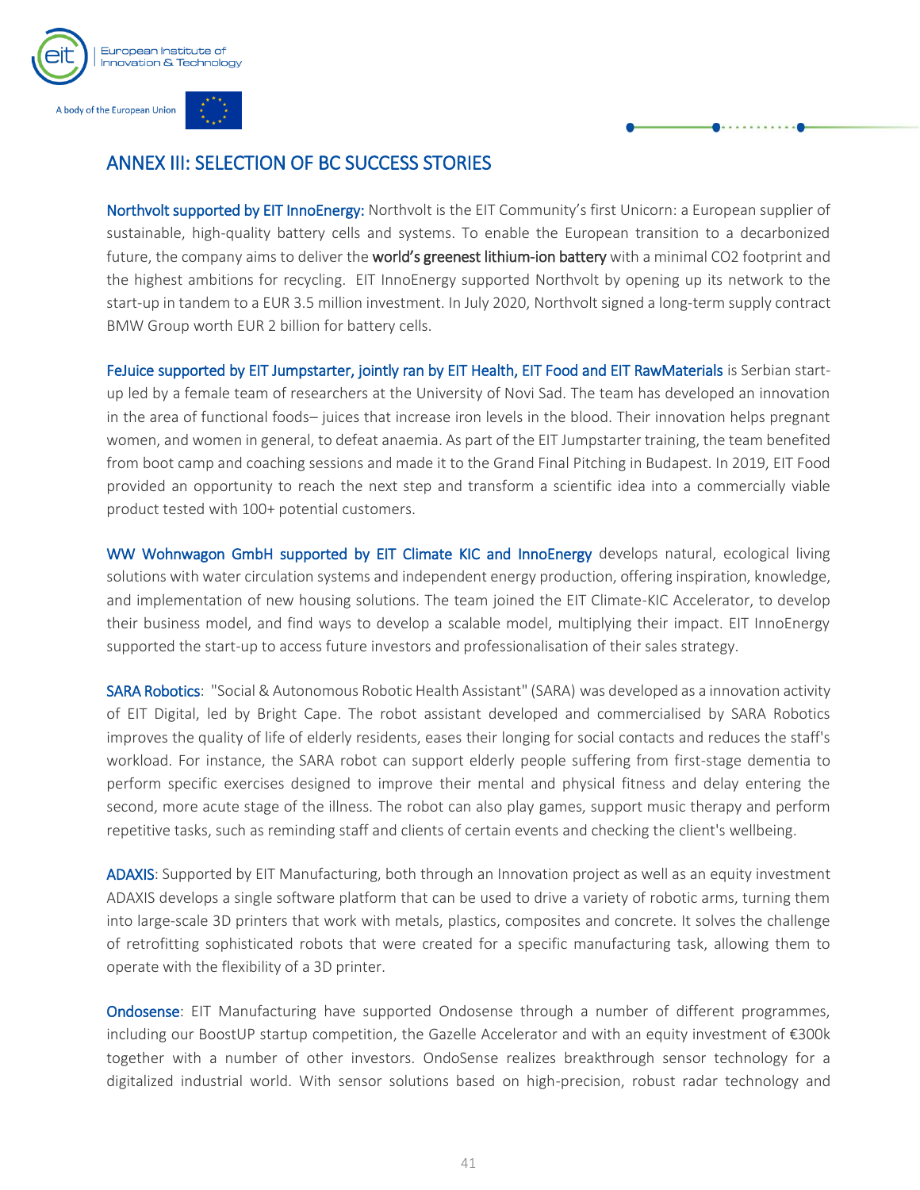## ANNEX III: SELECTION OF BC SUCCESS STORIES

**Northvolt supported by EIT InnoEnergy:** Northvolt is the EIT Community's first Unicorn: a European supplier of sustainable, high-quality battery cells and systems. To enable the European transition to a decarbonized future, the company aims to deliver the **world's greenest lithium-ion battery** with a minimal CO2 footprint and the highest ambitions for recycling. EIT InnoEnergy supported Northvolt by opening up its network to the start-up in tandem to a EUR 3.5 million investment. In July 2020, Northvolt signed a long-term supply contract BMW Group worth EUR 2 billion for battery cells.

**FeJuice supported by EIT Jumpstarter, jointly ran by EIT Health, EIT Food and EIT RawMaterials** is Serbian start-up led by a female team of researchers at the University of Novi Sad. The team has developed an innovation in the area of functional foods– juices that increase iron levels in the blood. Their innovation helps pregnant women, and women in general, to defeat anaemia. As part of the EIT Jumpstarter training, the team benefited from boot camp and coaching sessions and made it to the Grand Final Pitching in Budapest. In 2019, EIT Food provided an opportunity to reach the next step and transform a scientific idea into a commercially viable product tested with 100+ potential customers.

**WW Wohnwagon GmbH supported by EIT Climate KIC and InnoEnergy** develops natural, ecological living solutions with water circulation systems and independent energy production, offering inspiration, knowledge, and implementation of new housing solutions. The team joined the EIT Climate-KIC Accelerator, to develop their business model, and find ways to develop a scalable model, multiplying their impact. EIT InnoEnergy supported the start-up to access future investors and professionalisation of their sales strategy.

**SARA Robotics**: "Social & Autonomous Robotic Health Assistant" (SARA) was developed as a innovation activity of EIT Digital, led by Bright Cape. The robot assistant developed and commercialised by SARA Robotics improves the quality of life of elderly residents, eases their longing for social contacts and reduces the staff's workload. For instance, the SARA robot can support elderly people suffering from first-stage dementia to perform specific exercises designed to improve their mental and physical fitness and delay entering the second, more acute stage of the illness. The robot can also play games, support music therapy and perform repetitive tasks, such as reminding staff and clients of certain events and checking the client's wellbeing.

**ADAXIS**: Supported by EIT Manufacturing, both through an Innovation project as well as an equity investment ADAXIS develops a single software platform that can be used to drive a variety of robotic arms, turning them into large-scale 3D printers that work with metals, plastics, composites and concrete. It solves the challenge of retrofitting sophisticated robots that were created for a specific manufacturing task, allowing them to operate with the flexibility of a 3D printer.

**Ondosense**: EIT Manufacturing have supported Ondosense through a number of different programmes, including our BoostUP startup competition, the Gazelle Accelerator and with an equity investment of €300k together with a number of other investors. OndoSense realizes breakthrough sensor technology for a digitalized industrial world. With sensor solutions based on high-precision, robust radar technology and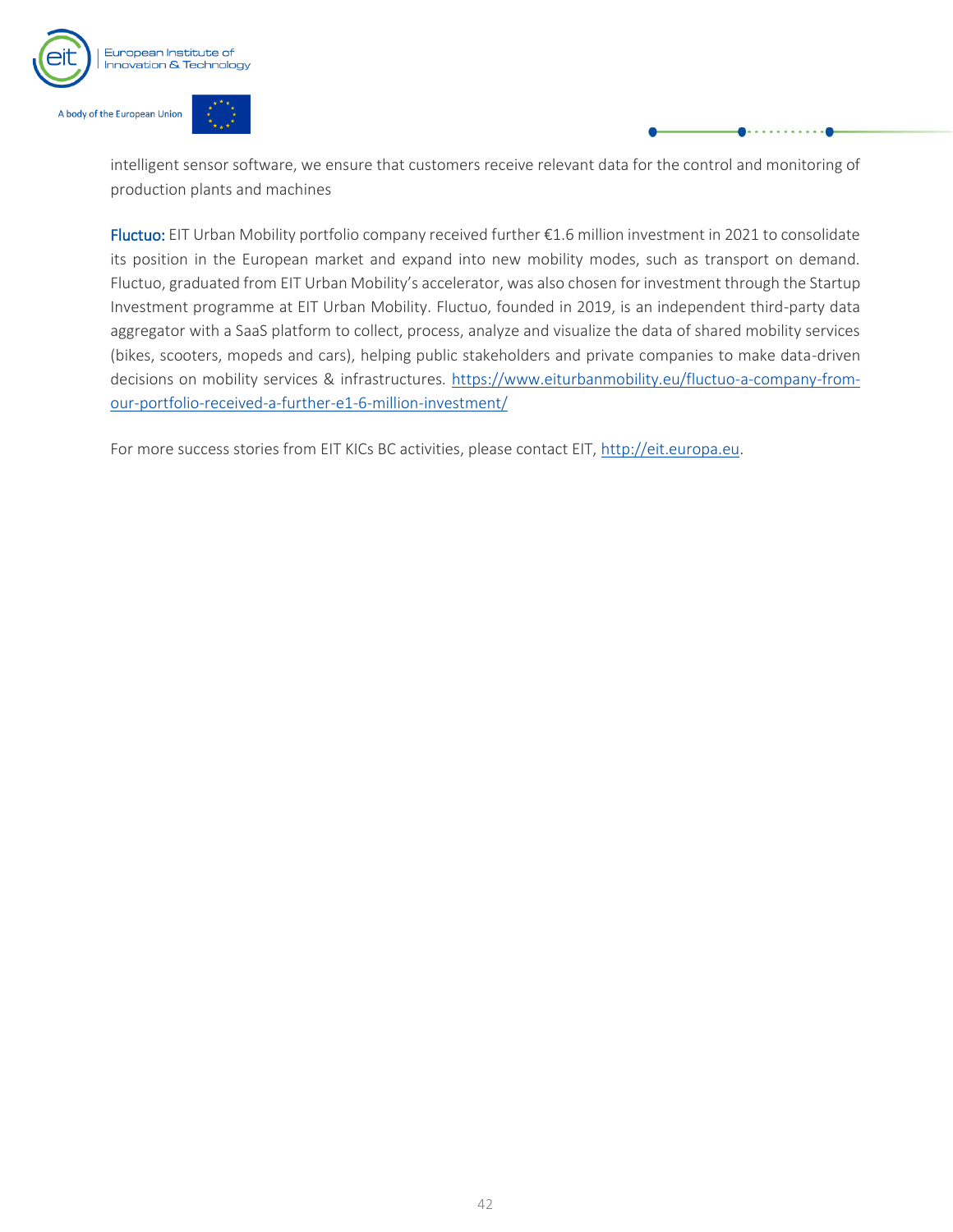intelligent sensor software, we ensure that customers receive relevant data for the control and monitoring of production plants and machines

**Fluctuo:** EIT Urban Mobility portfolio company received further €1.6 million investment in 2021 to consolidate its position in the European market and expand into new mobility modes, such as transport on demand. Fluctuo, graduated from EIT Urban Mobility's accelerator, was also chosen for investment through the Startup Investment programme at EIT Urban Mobility. Fluctuo, founded in 2019, is an independent third-party data aggregator with a SaaS platform to collect, process, analyze and visualize the data of shared mobility services (bikes, scooters, mopeds and cars), helping public stakeholders and private companies to make data-driven decisions on mobility services & infrastructures. https://www.eiturbanmobility.eu/fluctuo-a-company-from-our-portfolio-received-a-further-e1-6-million-investment/

For more success stories from EIT KICs BC activities, please contact EIT, http://eit.europa.eu.